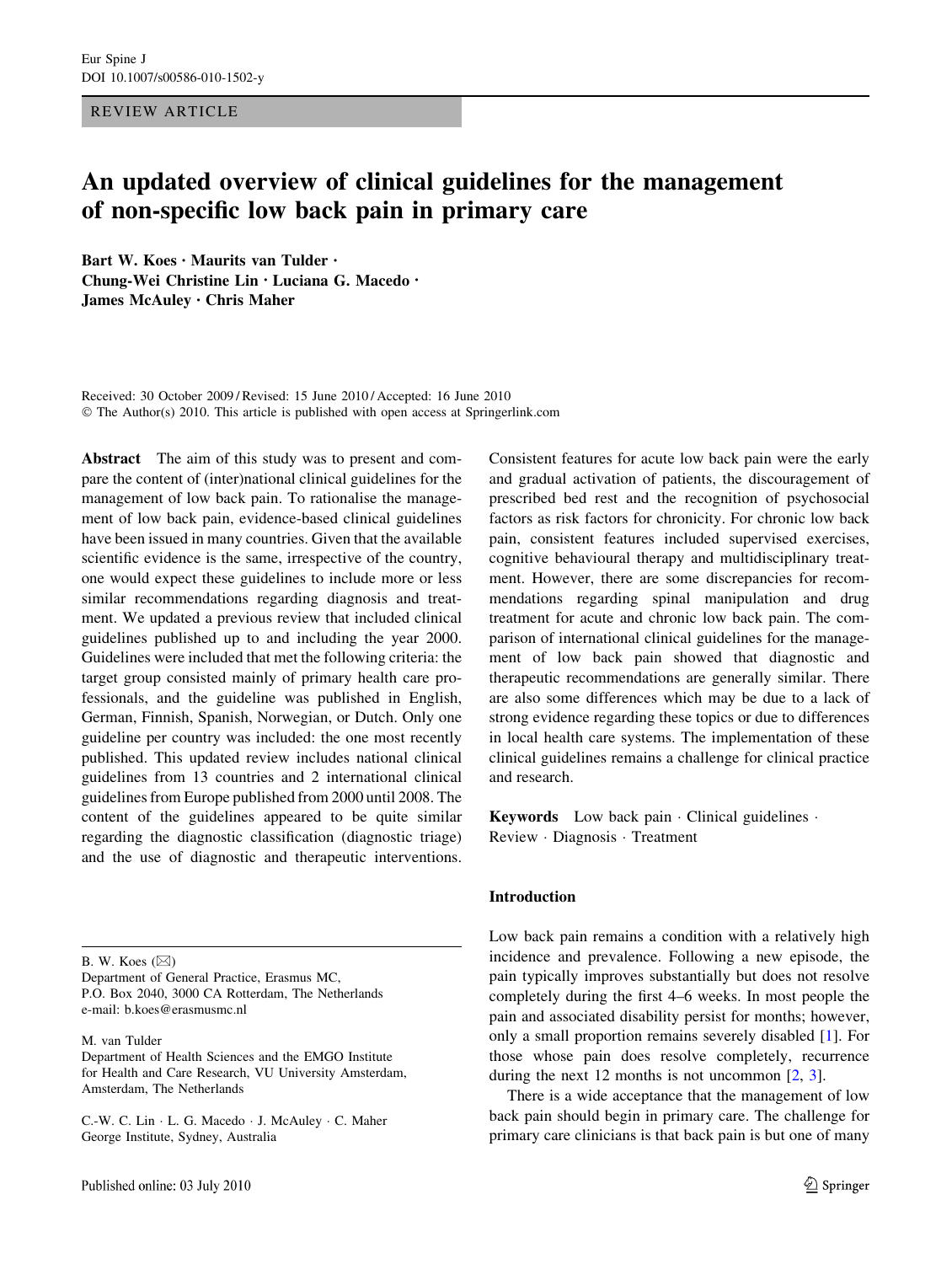REVIEW ARTICLE

# An updated overview of clinical guidelines for the management of non-specific low back pain in primary care

**Bart W. Koes · Maurits van Tulder · Chung-Wei Christine Lin · Luciana G. Macedo · James McAuley · Chris Maher**

Received: 30 October 2009 / Revised: 15 June 2010 / Accepted: 16 June 2010
© The Author(s) 2010. This article is published with open access at Springerlink.com

**Abstract** The aim of this study was to present and compare the content of (inter)national clinical guidelines for the management of low back pain. To rationalise the management of low back pain, evidence-based clinical guidelines have been issued in many countries. Given that the available scientific evidence is the same, irrespective of the country, one would expect these guidelines to include more or less similar recommendations regarding diagnosis and treatment. We updated a previous review that included clinical guidelines published up to and including the year 2000. Guidelines were included that met the following criteria: the target group consisted mainly of primary health care professionals, and the guideline was published in English, German, Finnish, Spanish, Norwegian, or Dutch. Only one guideline per country was included: the one most recently published. This updated review includes national clinical guidelines from 13 countries and 2 international clinical guidelines from Europe published from 2000 until 2008. The content of the guidelines appeared to be quite similar regarding the diagnostic classification (diagnostic triage) and the use of diagnostic and therapeutic interventions. Consistent features for acute low back pain were the early and gradual activation of patients, the discouragement of prescribed bed rest and the recognition of psychosocial factors as risk factors for chronicity. For chronic low back pain, consistent features included supervised exercises, cognitive behavioural therapy and multidisciplinary treatment. However, there are some discrepancies for recommendations regarding spinal manipulation and drug treatment for acute and chronic low back pain. The comparison of international clinical guidelines for the management of low back pain showed that diagnostic and therapeutic recommendations are generally similar. There are also some differences which may be due to a lack of strong evidence regarding these topics or due to differences in local health care systems. The implementation of these clinical guidelines remains a challenge for clinical practice and research.

**Keywords** Low back pain · Clinical guidelines · Review · Diagnosis · Treatment

B. W. Koes (✉)
Department of General Practice, Erasmus MC,
P.O. Box 2040, 3000 CA Rotterdam, The Netherlands
e-mail: b.koes@erasmusmc.nl

M. van Tulder
Department of Health Sciences and the EMGO Institute for Health and Care Research, VU University Amsterdam, Amsterdam, The Netherlands

C.-W. C. Lin · L. G. Macedo · J. McAuley · C. Maher
George Institute, Sydney, Australia

## Introduction

Low back pain remains a condition with a relatively high incidence and prevalence. Following a new episode, the pain typically improves substantially but does not resolve completely during the first 4–6 weeks. In most people the pain and associated disability persist for months; however, only a small proportion remains severely disabled [1]. For those whose pain does resolve completely, recurrence during the next 12 months is not uncommon [2, 3].

There is a wide acceptance that the management of low back pain should begin in primary care. The challenge for primary care clinicians is that back pain is but one of many

Published online: 03 July 2010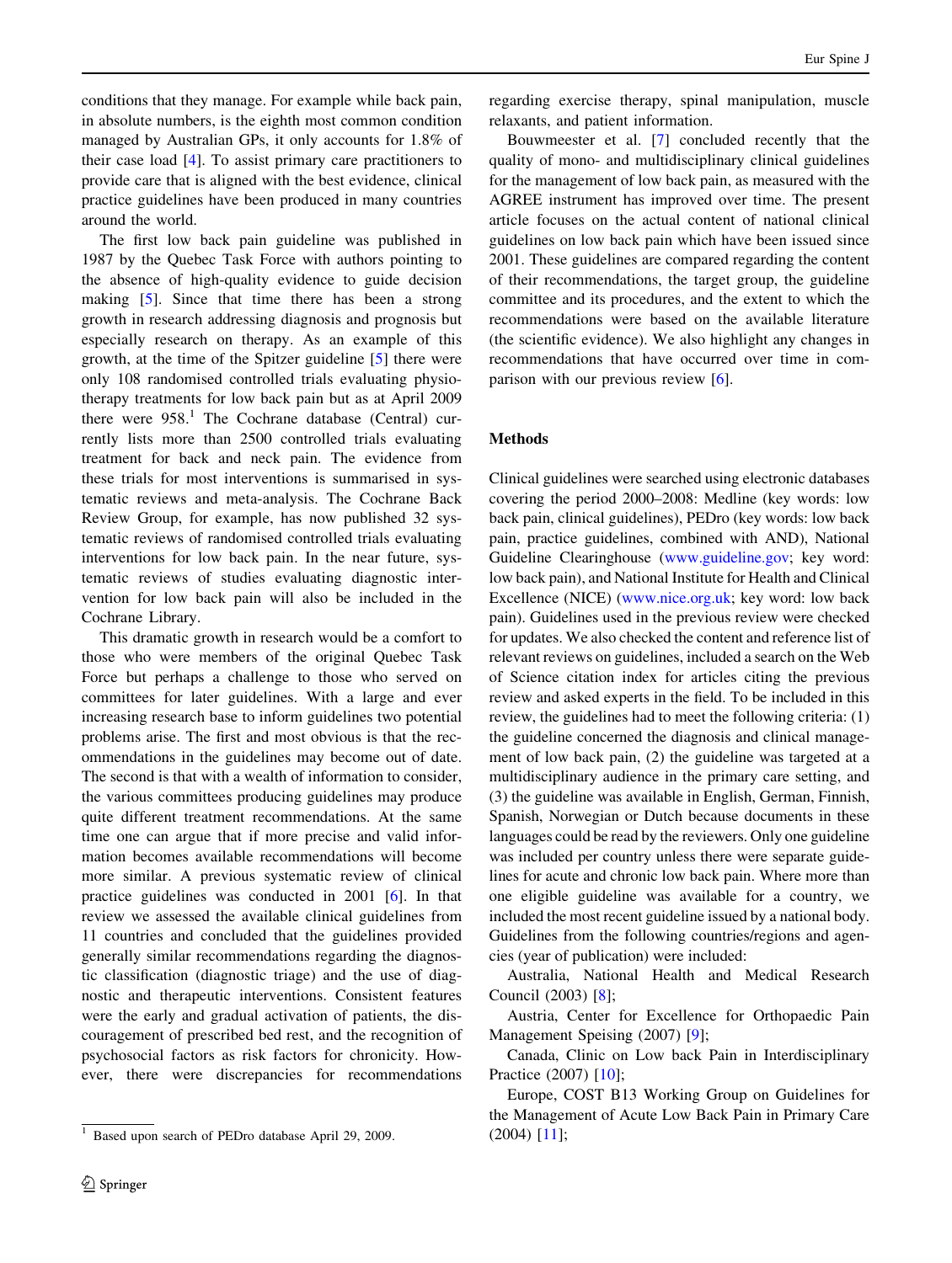conditions that they manage. For example while back pain, in absolute numbers, is the eighth most common condition managed by Australian GPs, it only accounts for 1.8% of their case load [4]. To assist primary care practitioners to provide care that is aligned with the best evidence, clinical practice guidelines have been produced in many countries around the world.

The first low back pain guideline was published in 1987 by the Quebec Task Force with authors pointing to the absence of high-quality evidence to guide decision making [5]. Since that time there has been a strong growth in research addressing diagnosis and prognosis but especially research on therapy. As an example of this growth, at the time of the Spitzer guideline [5] there were only 108 randomised controlled trials evaluating physiotherapy treatments for low back pain but as at April 2009 there were 958.[1] The Cochrane database (Central) currently lists more than 2500 controlled trials evaluating treatment for back and neck pain. The evidence from these trials for most interventions is summarised in systematic reviews and meta-analysis. The Cochrane Back Review Group, for example, has now published 32 systematic reviews of randomised controlled trials evaluating interventions for low back pain. In the near future, systematic reviews of studies evaluating diagnostic intervention for low back pain will also be included in the Cochrane Library.

This dramatic growth in research would be a comfort to those who were members of the original Quebec Task Force but perhaps a challenge to those who served on committees for later guidelines. With a large and ever increasing research base to inform guidelines two potential problems arise. The first and most obvious is that the recommendations in the guidelines may become out of date. The second is that with a wealth of information to consider, the various committees producing guidelines may produce quite different treatment recommendations. At the same time one can argue that if more precise and valid information becomes available recommendations will become more similar. A previous systematic review of clinical practice guidelines was conducted in 2001 [6]. In that review we assessed the available clinical guidelines from 11 countries and concluded that the guidelines provided generally similar recommendations regarding the diagnostic classification (diagnostic triage) and the use of diagnostic and therapeutic interventions. Consistent features were the early and gradual activation of patients, the discouragement of prescribed bed rest, and the recognition of psychosocial factors as risk factors for chronicity. However, there were discrepancies for recommendations regarding exercise therapy, spinal manipulation, muscle relaxants, and patient information.

Bouwmeester et al. [7] concluded recently that the quality of mono- and multidisciplinary clinical guidelines for the management of low back pain, as measured with the AGREE instrument has improved over time. The present article focuses on the actual content of national clinical guidelines on low back pain which have been issued since 2001. These guidelines are compared regarding the content of their recommendations, the target group, the guideline committee and its procedures, and the extent to which the recommendations were based on the available literature (the scientific evidence). We also highlight any changes in recommendations that have occurred over time in comparison with our previous review [6].

## Methods

Clinical guidelines were searched using electronic databases covering the period 2000–2008: Medline (key words: low back pain, clinical guidelines), PEDro (key words: low back pain, practice guidelines, combined with AND), National Guideline Clearinghouse (www.guideline.gov; key word: low back pain), and National Institute for Health and Clinical Excellence (NICE) (www.nice.org.uk; key word: low back pain). Guidelines used in the previous review were checked for updates. We also checked the content and reference list of relevant reviews on guidelines, included a search on the Web of Science citation index for articles citing the previous review and asked experts in the field. To be included in this review, the guidelines had to meet the following criteria: (1) the guideline concerned the diagnosis and clinical management of low back pain, (2) the guideline was targeted at a multidisciplinary audience in the primary care setting, and (3) the guideline was available in English, German, Finnish, Spanish, Norwegian or Dutch because documents in these languages could be read by the reviewers. Only one guideline was included per country unless there were separate guidelines for acute and chronic low back pain. Where more than one eligible guideline was available for a country, we included the most recent guideline issued by a national body. Guidelines from the following countries/regions and agencies (year of publication) were included:

Australia, National Health and Medical Research Council (2003) [8];

Austria, Center for Excellence for Orthopaedic Pain Management Speising (2007) [9];

Canada, Clinic on Low back Pain in Interdisciplinary Practice (2007) [10];

Europe, COST B13 Working Group on Guidelines for the Management of Acute Low Back Pain in Primary Care (2004) [11];

[1] Based upon search of PEDro database April 29, 2009.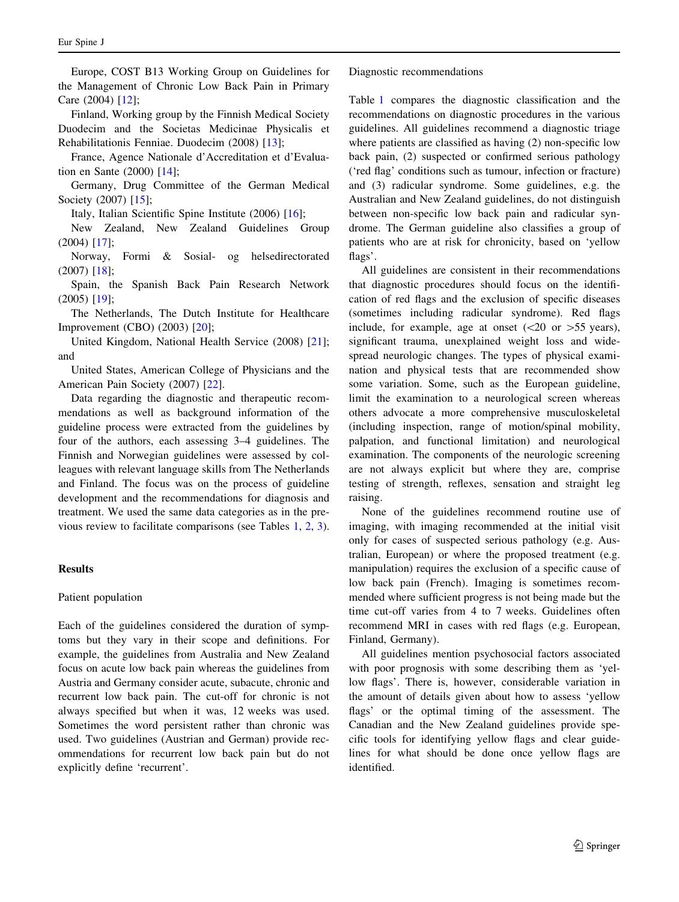Europe, COST B13 Working Group on Guidelines for the Management of Chronic Low Back Pain in Primary Care (2004) [12];

Finland, Working group by the Finnish Medical Society Duodecim and the Societas Medicinae Physicalis et Rehabilitationis Fenniae. Duodecim (2008) [13];

France, Agence Nationale d'Accreditation et d'Evaluation en Sante (2000) [14];

Germany, Drug Committee of the German Medical Society (2007) [15];

Italy, Italian Scientific Spine Institute (2006) [16];

New Zealand, New Zealand Guidelines Group (2004) [17];

Norway, Formi & Sosial- og helsedirectoratet (2007) [18];

Spain, the Spanish Back Pain Research Network (2005) [19];

The Netherlands, The Dutch Institute for Healthcare Improvement (CBO) (2003) [20];

United Kingdom, National Health Service (2008) [21]; and

United States, American College of Physicians and the American Pain Society (2007) [22].

Data regarding the diagnostic and therapeutic recommendations as well as background information of the guideline process were extracted from the guidelines by four of the authors, each assessing 3–4 guidelines. The Finnish and Norwegian guidelines were assessed by colleagues with relevant language skills from The Netherlands and Finland. The focus was on the process of guideline development and the recommendations for diagnosis and treatment. We used the same data categories as in the previous review to facilitate comparisons (see Tables 1, 2, 3).

## Results

### Patient population

Each of the guidelines considered the duration of symptoms but they vary in their scope and definitions. For example, the guidelines from Australia and New Zealand focus on acute low back pain whereas the guidelines from Austria and Germany consider acute, subacute, chronic and recurrent low back pain. The cut-off for chronic is not always specified but when it was, 12 weeks was used. Sometimes the word persistent rather than chronic was used. Two guidelines (Austrian and German) provide recommendations for recurrent low back pain but do not explicitly define 'recurrent'.

### Diagnostic recommendations

Table 1 compares the diagnostic classification and the recommendations on diagnostic procedures in the various guidelines. All guidelines recommend a diagnostic triage where patients are classified as having (2) non-specific low back pain, (2) suspected or confirmed serious pathology ('red flag' conditions such as tumour, infection or fracture) and (3) radicular syndrome. Some guidelines, e.g. the Australian and New Zealand guidelines, do not distinguish between non-specific low back pain and radicular syndrome. The German guideline also classifies a group of patients who are at risk for chronicity, based on 'yellow flags'.

All guidelines are consistent in their recommendations that diagnostic procedures should focus on the identification of red flags and the exclusion of specific diseases (sometimes including radicular syndrome). Red flags include, for example, age at onset (<20 or >55 years), significant trauma, unexplained weight loss and widespread neurologic changes. The types of physical examination and physical tests that are recommended show some variation. Some, such as the European guideline, limit the examination to a neurological screen whereas others advocate a more comprehensive musculoskeletal (including inspection, range of motion/spinal mobility, palpation, and functional limitation) and neurological examination. The components of the neurologic screening are not always explicit but where they are, comprise testing of strength, reflexes, sensation and straight leg raising.

None of the guidelines recommend routine use of imaging, with imaging recommended at the initial visit only for cases of suspected serious pathology (e.g. Australian, European) or where the proposed treatment (e.g. manipulation) requires the exclusion of a specific cause of low back pain (French). Imaging is sometimes recommended where sufficient progress is not being made but the time cut-off varies from 4 to 7 weeks. Guidelines often recommend MRI in cases with red flags (e.g. European, Finland, Germany).

All guidelines mention psychosocial factors associated with poor prognosis with some describing them as 'yellow flags'. There is, however, considerable variation in the amount of details given about how to assess 'yellow flags' or the optimal timing of the assessment. The Canadian and the New Zealand guidelines provide specific tools for identifying yellow flags and clear guidelines for what should be done once yellow flags are identified.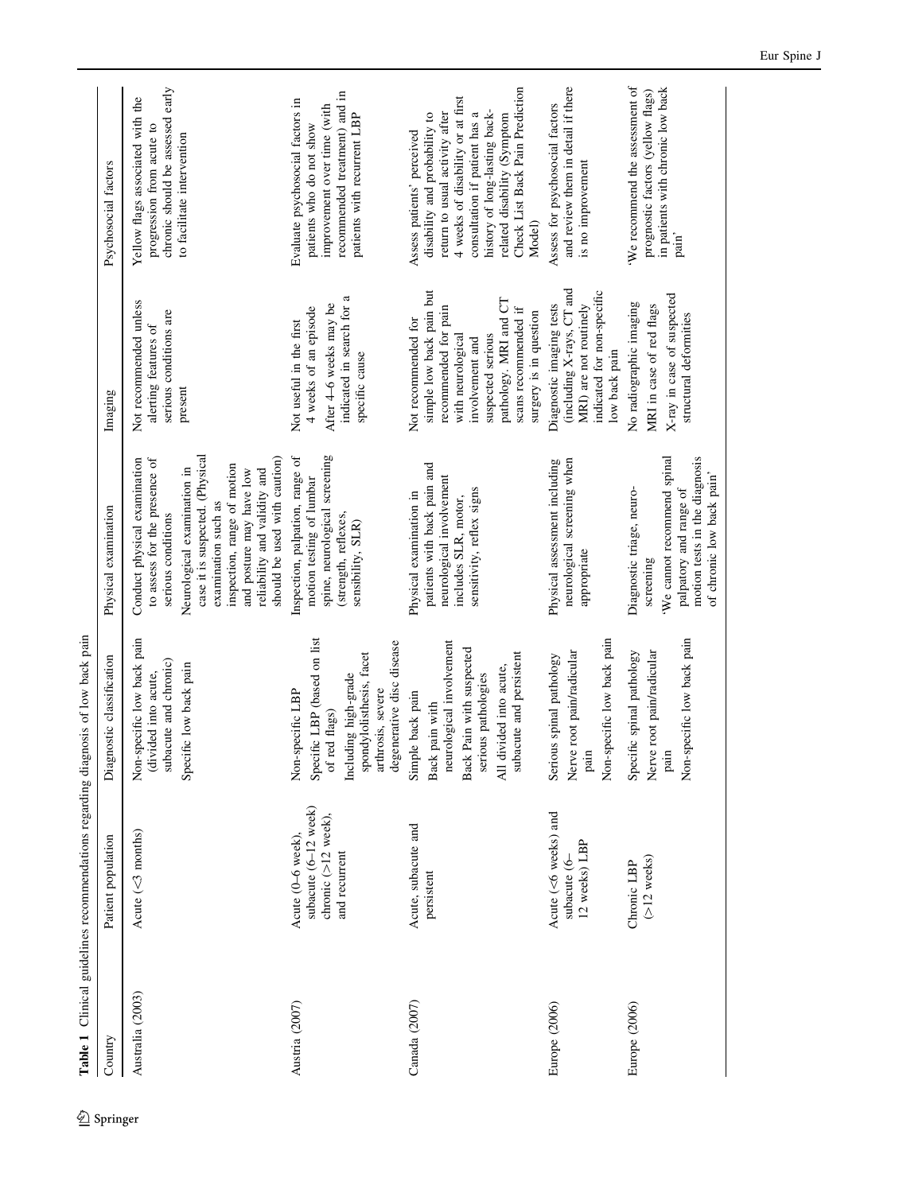**Table 1** Clinical guidelines recommendations regarding diagnosis of low back pain

| Country | Patient population | Diagnostic classification | Physical examination | Imaging | Psychosocial factors |
|---|---|---|---|---|---|
| Australia (2003) | Acute (<3 months) | Non-specific low back pain (divided into acute, subacute and chronic)<br>Specific low back pain | Conduct physical examination to assess for the presence of serious conditions<br>Neurological examination in case it is suspected. (Physical examination such as inspection, range of motion and posture may have low reliability and validity and should be used with caution) | Not recommended unless alerting features of serious conditions are present | Yellow flags associated with the progression from acute to chronic should be assessed early to facilitate intervention |
| Austria (2007) | Acute (0–6 week), subacute (6–12 week), chronic (>12 week), and recurrent | Non-specific LBP<br>Specific LBP (based on list of red flags)<br>Including high-grade spondylolisthesis, facet arthrosis, severe degenerative disc disease | Inspection, palpation, range of motion testing of lumbar spine, neurological screening (strength, reflexes, sensibility, SLR) | Not useful in the first 4 weeks of an episode<br>After 4–6 weeks may be indicated in search for a specific cause | Evaluate psychosocial factors in patients who do not show improvement over time (with recommended treatment) and in patients with recurrent LBP |
| Canada (2007) | Acute, subacute and persistent | Simple back pain<br>Back pain with neurological involvement<br>Back Pain with suspected serious pathologies<br>All divided into acute, subacute and persistent | Physical examination in patients with back pain and neurological involvement includes SLR, motor, sensitivity, reflex signs | Not recommended for simple low back pain but recommended for pain with neurological involvement and suspected serious pathology. MRI and CT scans recommended if surgery is in question | Assess patients' perceived disability and probability to return to usual activity after 4 weeks of disability or at first consultation if patient has a history of long-lasting back-related disability (Symptom Check List Back Pain Prediction Model) |
| Europe (2006) | Acute (<6 weeks) and subacute (6–12 weeks) LBP | Serious spinal pathology<br>Nerve root pain/radicular pain<br>Non-specific low back pain | Physical assessment including neurological screening when appropriate | Diagnostic imaging tests (including X-rays, CT and MRI) are not routinely indicated for non-specific low back pain | Assess for psychosocial factors and review them in detail if there is no improvement |
| Europe (2006) | Chronic LBP (>12 weeks) | Specific spinal pathology<br>Nerve root pain/radicular pain<br>Non-specific low back pain | Diagnostic triage, neuro-screening<br>'We cannot recommend spinal palpatory and range of motion tests in the diagnosis of chronic low back pain' | No radiographic imaging<br>MRI in case of red flags<br>X-ray in case of suspected structural deformities | 'We recommend the assessment of prognostic factors (yellow flags) in patients with chronic low back pain' |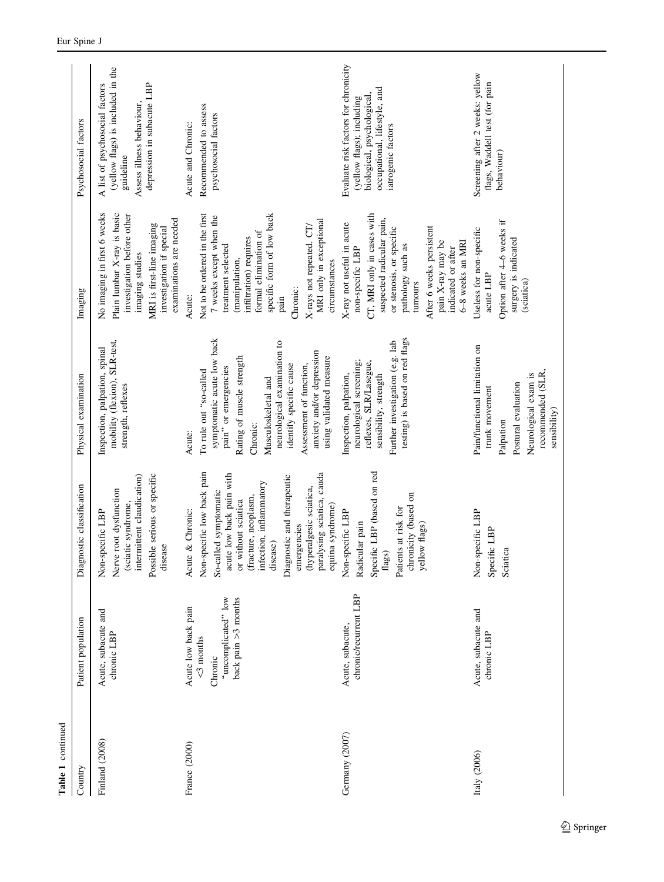**Table 1** continued

| Country | Patient population | Diagnostic classification | Physical examination | Imaging | Psychosocial factors |
|---|---|---|---|---|---|
| Finland (2008) | Acute, subacute and chronic LBP | Non-specific LBP<br>Nerve root dysfunction (sciatic syndrome, intermittent claudication)<br>Possible serious or specific disease | Inspection, palpation, spinal mobility (flexion), SLR-test, strength, reflexes | No imaging in first 6 weeks<br>Plain lumbar X-ray is basic investigation before other imaging studies<br>MRI is first-line imaging investigation if special examinations are needed | A list of psychosocial factors (yellow flags) is included in the guideline<br>Assess illness behaviour, depression in subacute LBP |
| France (2000) | Acute low back pain <3 months<br>Chronic "uncomplicated" low back pain >3 months | Acute & Chronic:<br>Non-specific low back pain<br>So-called symptomatic acute low back pain with or without sciatica (fracture, neoplasm, infection, inflammatory disease)<br>Diagnostic and therapeutic emergencies (hyperalgesic sciatica, paralysing sciatica, cauda equina syndrome) | Acute:<br>To rule out "so-called symptomatic acute low back pain" or emergencies<br>Rating of muscle strength<br>Chronic:<br>Musculoskeletal and neurological examination to identify specific cause<br>Assessment of function, anxiety and/or depression using validated measure | Acute:<br>Not to be ordered in the first 7 weeks except when the treatment selected (manipulation, infiltration) requires formal elimination of specific form of low back pain<br>Chronic:<br>X-rays not repeated. CT/ MRI only in exceptional circumstances | Acute and Chronic:<br>Recommended to assess psychosocial factors |
| Germany (2007) | Acute, subacute, chronic/recurrent LBP | Non-specific LBP<br>Radicular pain<br>Specific LBP (based on red flags)<br>Patients at risk for chronicity (based on yellow flags) | Inspection, palpation, neurological screening; reflexes, SLR/Lasegue, sensibility, strength<br>Further investigation (e.g. lab testing) is based on red flags | X-ray not useful in acute non-specific LBP<br>CT, MRI only in cases with suspected radicular pain, or stenosis, or specific pathology such as tumours<br>After 6 weeks persistent pain X-ray may be indicated or after 6–8 weeks an MRI | Evaluate risk factors for chronicity (yellow flags); including biological, psychological, occupational, lifestyle, and iatrogenic factors |
| Italy (2006) | Acute, subacute and chronic LBP | Non-specific LBP<br>Specific LBP<br>Sciatica | Pain/functional limitation on trunk movement<br>Palpation<br>Postural evaluation<br>Neurological exam is recommended (SLR, sensibility) | Useless for non-specific acute LBP<br>Option after 4–6 weeks if surgery is indicated (sciatica) | Screening after 2 weeks: yellow flags, Waddell test (for pain behaviour) |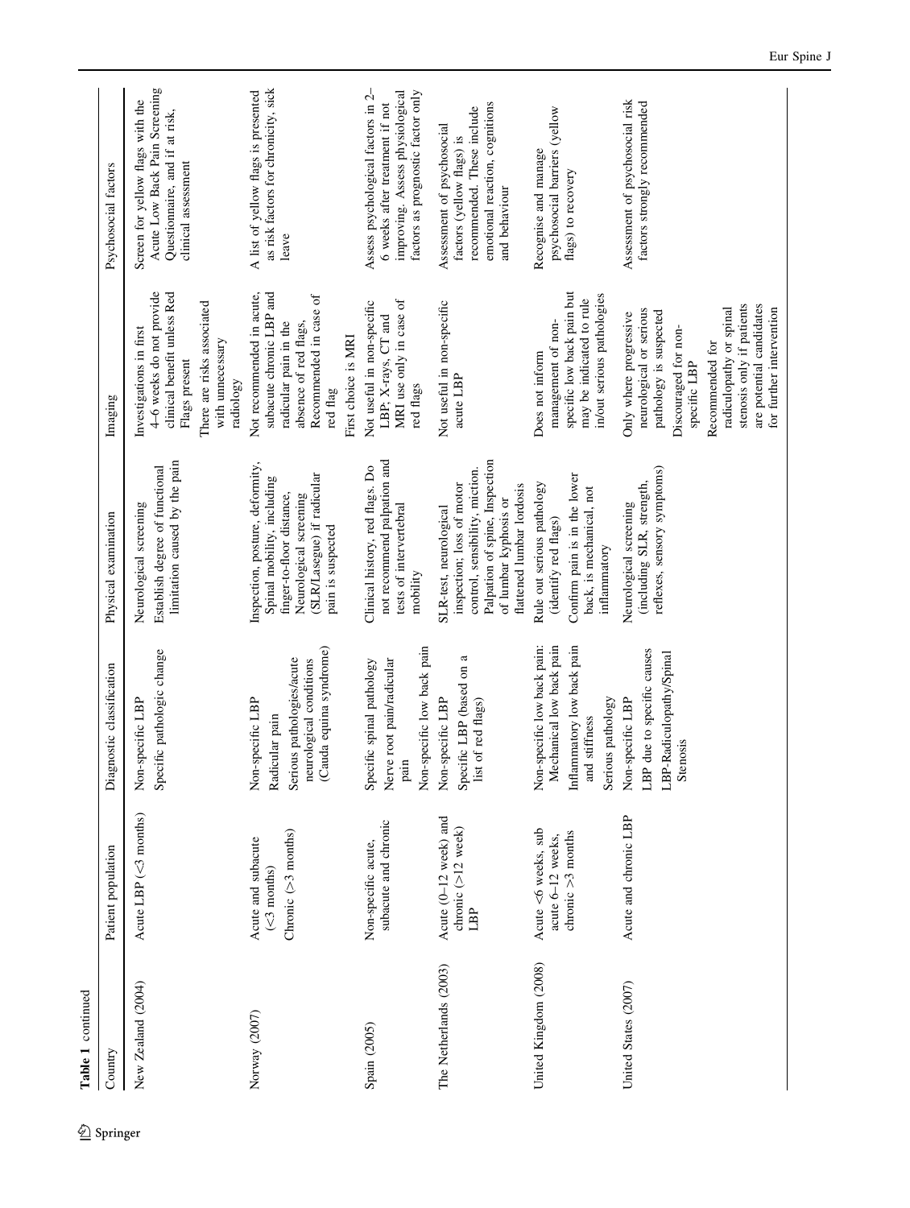**Table 1** continued

| Country | Patient population | Diagnostic classification | Physical examination | Imaging | Psychosocial factors |
|---|---|---|---|---|---|
| New Zealand (2004) | Acute LBP (<3 months) | Non-specific LBP<br>Specific pathologic change | Neurological screening<br>Establish degree of functional limitation caused by the pain | Investigations in first 4–6 weeks do not provide clinical benefit unless Red Flags present<br>There are risks associated with unnecessary radiology | Screen for yellow flags with the Acute Low Back Pain Screening Questionnaire, and if at risk, clinical assessment |
| Norway (2007) | Acute and subacute (<3 months)<br>Chronic (>3 months) | Non-specific LBP<br>Radicular pain<br>Serious pathologies/acute neurological conditions (Cauda equina syndrome) | Inspection, posture, deformity, Spinal mobility, including finger-to-floor distance, Neurological screening (SLR/Lasegue) if radicular pain is suspected | Not recommended in acute, subacute chronic LBP and radicular pain in the absence of red flags, Recommended in case of red flag<br>First choice is MRI | A list of yellow flags is presented as risk factors for chronicity, sick leave |
| Spain (2005) | Non-specific acute, subacute and chronic | Specific spinal pathology<br>Nerve root pain/radicular pain<br>Non-specific low back pain | Clinical history, red flags. Do not recommend palpation and tests of intervertebral mobility | Not useful in non-specific LBP, X-rays, CT and MRI use only in case of red flags | Assess psychological factors in 2–6 weeks after treatment if not improving. Assess physiological factors as prognostic factor only |
| The Netherlands (2003) | Acute (0–12 week) and chronic (>12 week) LBP | Non-specific LBP<br>Specific LBP (based on a list of red flags) | SLR-test, neurological inspection; loss of motor control, sensibility, miction. Palpation of spine, Inspection of lumbar kyphosis or flattened lumbar lordosis | Not useful in non-specific acute LBP | Assessment of psychosocial factors (yellow flags) is recommended. These include emotional reaction, cognitions and behaviour |
| United Kingdom (2008) | Acute <6 weeks, sub acute 6–12 weeks, chronic >3 months | Non-specific low back pain: Mechanical low back pain<br>Inflammatory low back pain and stiffness<br>Serious pathology | Rule out serious pathology (identify red flags)<br>Confirm pain is in the lower back, is mechanical, not inflammatory | Does not inform management of non-specific low back pain but may be indicated to rule in/out serious pathologies | Recognise and manage psychosocial barriers (yellow flags) to recovery |
| United States (2007) | Acute and chronic LBP | Non-specific LBP<br>LBP due to specific causes<br>LBP-Radiculopathy/Spinal Stenosis | Neurological screening (including SLR, strength, reflexes, sensory symptoms) | Only where progressive neurological or serious pathology is suspected<br>Discouraged for non-specific LBP<br>Recommended for radiculopathy or spinal stenosis only if patients are potential candidates for further intervention | Assessment of psychosocial risk factors strongly recommended |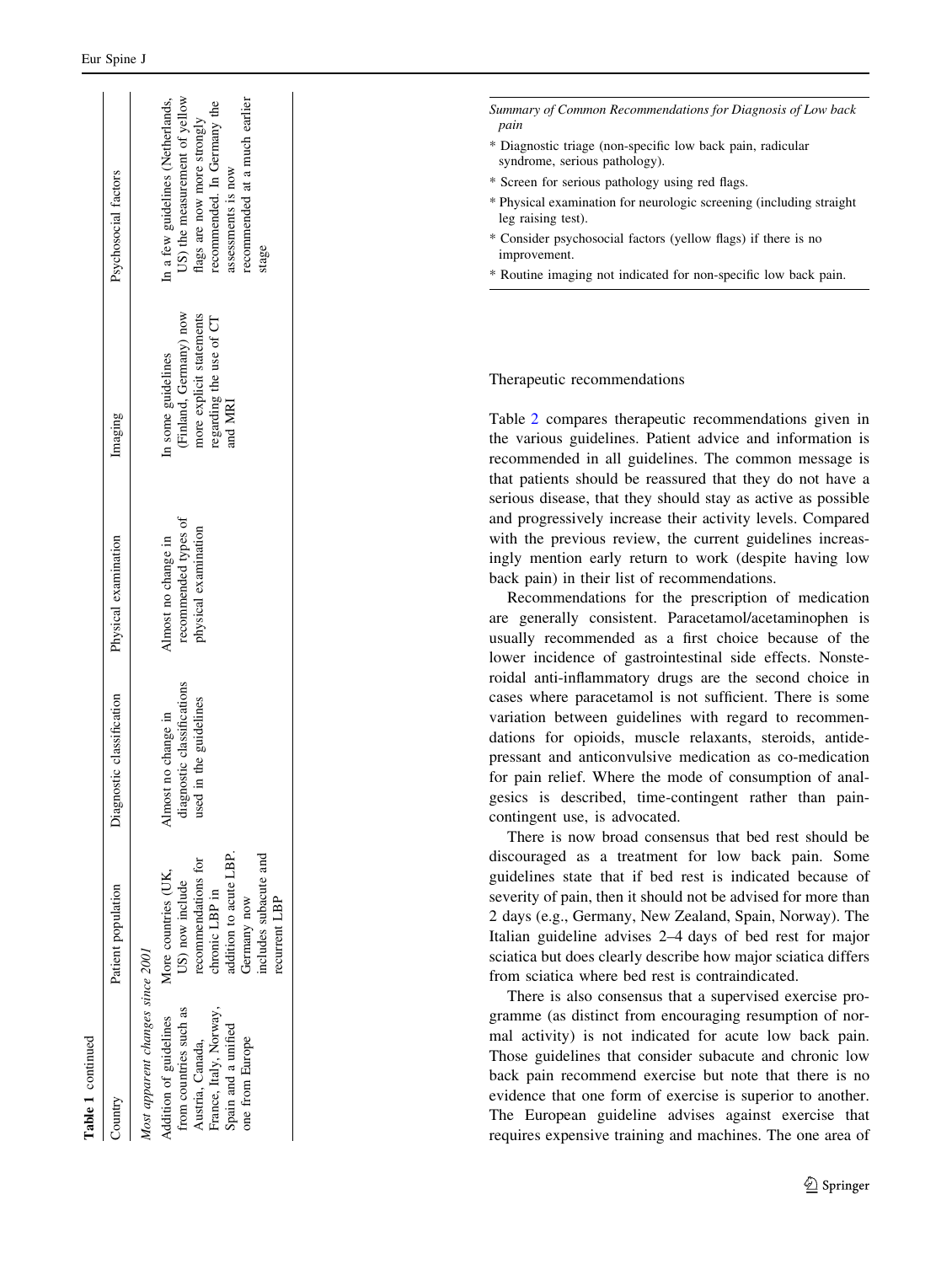**Table 1** continued

| Country | Patient population | Diagnostic classification | Physical examination | Imaging | Psychosocial factors |
|---|---|---|---|---|---|
| *Most apparent changes since 2001* | | | | | |
| Addition of guidelines from countries such as Austria, Canada, France, Italy, Norway, Spain and a unified one from Europe | More countries (UK, US) now include recommendations for chronic LBP in addition to acute LBP. Germany now includes subacute and recurrent LBP | Almost no change in diagnostic classifications used in the guidelines | Almost no change in recommended types of physical examination | In some guidelines (Finland, Germany) now more explicit statements regarding the use of CT and MRI | In a few guidelines (Netherlands, US) the measurement of yellow flags are now more strongly recommended. In Germany the assessments is now recommended at a much earlier stage |

*Summary of Common Recommendations for Diagnosis of Low back pain*

* Diagnostic triage (non-specific low back pain, radicular syndrome, serious pathology).
* Screen for serious pathology using red flags.
* Physical examination for neurologic screening (including straight leg raising test).
* Consider psychosocial factors (yellow flags) if there is no improvement.
* Routine imaging not indicated for non-specific low back pain.

## Therapeutic recommendations

Table 2 compares therapeutic recommendations given in the various guidelines. Patient advice and information is recommended in all guidelines. The common message is that patients should be reassured that they do not have a serious disease, that they should stay as active as possible and progressively increase their activity levels. Compared with the previous review, the current guidelines increasingly mention early return to work (despite having low back pain) in their list of recommendations.

Recommendations for the prescription of medication are generally consistent. Paracetamol/acetaminophen is usually recommended as a first choice because of the lower incidence of gastrointestinal side effects. Nonsteroidal anti-inflammatory drugs are the second choice in cases where paracetamol is not sufficient. There is some variation between guidelines with regard to recommendations for opioids, muscle relaxants, steroids, antidepressant and anticonvulsive medication as co-medication for pain relief. Where the mode of consumption of analgesics is described, time-contingent rather than pain-contingent use, is advocated.

There is now broad consensus that bed rest should be discouraged as a treatment for low back pain. Some guidelines state that if bed rest is indicated because of severity of pain, then it should not be advised for more than 2 days (e.g., Germany, New Zealand, Spain, Norway). The Italian guideline advises 2–4 days of bed rest for major sciatica but does clearly describe how major sciatica differs from sciatica where bed rest is contraindicated.

There is also consensus that a supervised exercise programme (as distinct from encouraging resumption of normal activity) is not indicated for acute low back pain. Those guidelines that consider subacute and chronic low back pain recommend exercise but note that there is no evidence that one form of exercise is superior to another. The European guideline advises against exercise that requires expensive training and machines. The one area of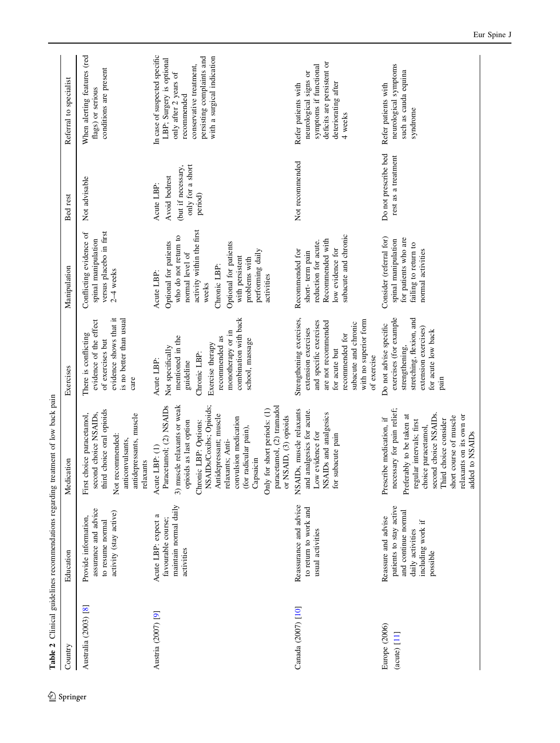**Table 2** Clinical guidelines recommendations regarding treatment of low back pain

| Country | Education | Medication | Exercises | Manipulation | Bed rest | Referral to specialist |
|---|---|---|---|---|---|---|
| Australia (2003) [8] | Provide information, assurance and advice to resume normal activity (stay active) | First choice paracetamol, second choice NSAIDs, third choice oral opioids<br>Not recommended: anticonvulsants, antidepressants, muscle relaxants | There is conflicting evidence of the effect of exercises but evidence shows that it is no better than usual care | Conflicting evidence of spinal manipulation versus placebo in first 2–4 weeks | Not advisable | When alerting features (red flags) or serious conditions are present |
| Austria (2007) [9] | Acute LBP: expect a favourable course; maintain normal daily activities | Acute LBP: (1) Paracetamol; (2) NSAIDs 3) muscle relaxants or weak opioids as last option<br>Chronic LBP: Options: NSAIDs/Coxibs; Opioids; Antidepressant; muscle relaxants; Anti-convulsion medication (for radicular pain), Capsaicin<br>Only for short periods: (1) paracetamol, (2) tramadol or NSAID, (3) opioids | Acute LBP: Not specifically mentioned in the guideline<br>Chronic LBP: Exercise therapy recommended as monotherapy or in combination with back school, massage | Acute LBP: Optional for patients who do not return to normal level of activity within the first weeks<br>Chronic LBP: Optional for patients with persistent problems with performing daily activities | Acute LBP: Avoid bedrest (but if necessary, only for a short period) | In case of suspected specific LBP; Surgery is optional only after 2 years of recommended conservative treatment, persisting complaints and with a surgical indication |
| Canada (2007) [10] | Reassurance and advice to return to work and usual activities | NSAIDs, muscle relaxants and analgesics for acute. Low evidence for NSAIDs and analgesics for subacute pain | Strengthening exercises, extension exercises and specific exercises are not recommended for acute but recommended for subacute and chronic with no superior form of exercise | Recommended for short- term pain reduction for acute. Recommended with low evidence for subacute and chronic | Not recommended | Refer patients with neurological signs or symptoms if functional deficits are persistent or deteriorating after 4 weeks |
| Europe (2006) (acute) [11] | Reassure and advise patients to stay active and continue normal daily activities including work if possible | Prescribe medication, if necessary for pain relief; Preferably to be taken at regular intervals; first choice paracetamol, second choice NSAIDs. Third choice consider short course of muscle relaxants on its own or added to NSAIDs | Do not advise specific exercises (for example strengthening, stretching, flexion, and extension exercises) for acute low back pain | Consider (referral for) spinal manipulation for patients who are failing to return to normal activities | Do not prescribe bed rest as a treatment | Refer patients with neurological symptoms such as cauda equina syndrome |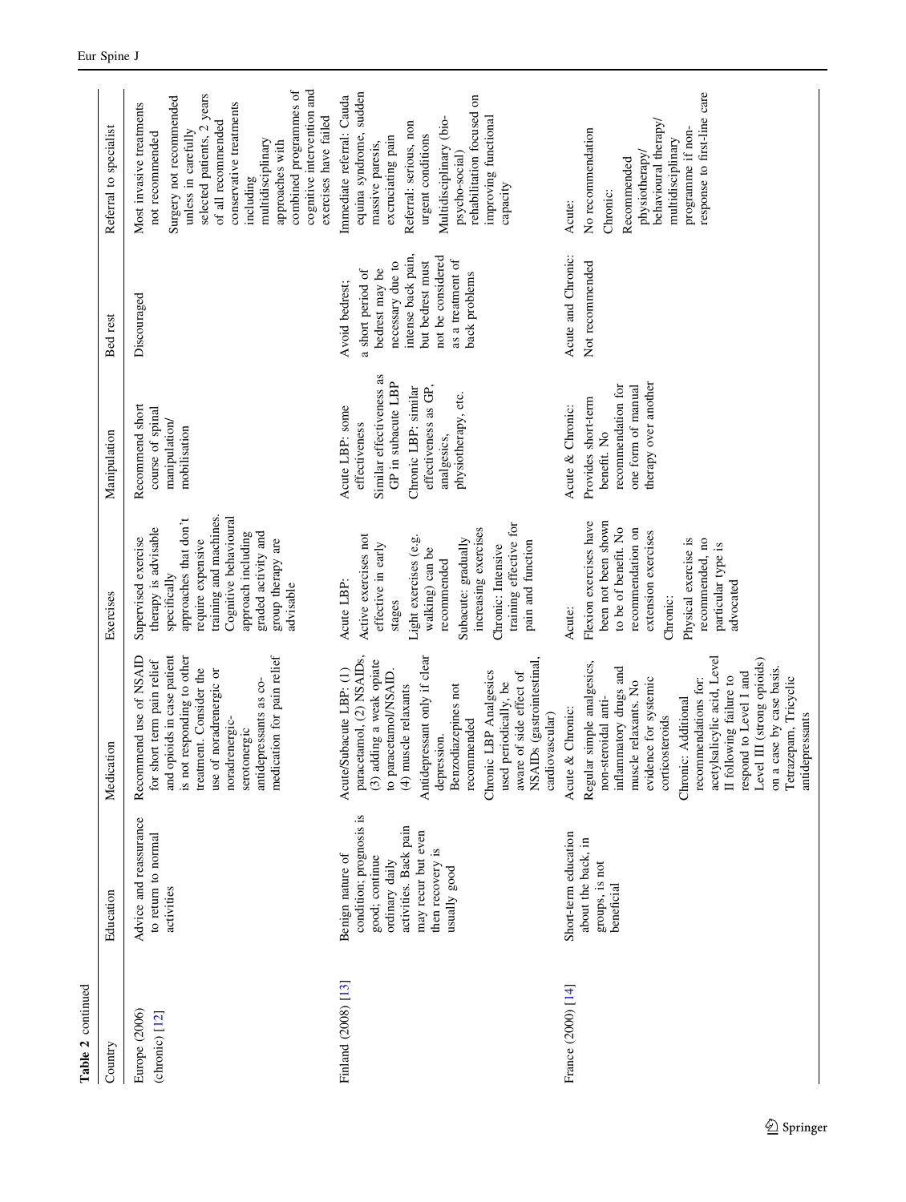**Table 2** continued

| Country | Education | Medication | Exercises | Manipulation | Bed rest | Referral to specialist |
|---|---|---|---|---|---|---|
| Europe (2006) (chronic) [12] | Advice and reassurance to return to normal activities | Recommend use of NSAID for short term pain relief and opioids in case patient is not responding to other treatment. Consider the use of noradrenergic or noradrenergic-serotonergic antidepressants as co-medication for pain relief | Supervised exercise therapy is advisable specifically approaches that don't require expensive training and machines. Cognitive behavioural approach including graded activity and group therapy are advisable | Recommend short course of spinal manipulation/mobilisation | Discouraged | Most invasive treatments not recommended<br>Surgery not recommended unless in carefully selected patients, 2 years of all recommended conservative treatments including multidisciplinary approaches with combined programmes of cognitive intervention and exercises have failed |
| Finland (2008) [13] | Benign nature of condition; prognosis is good; continue ordinary daily activities. Back pain may recur but even then recovery is usually good | Acute/Subacute LBP: (1) paracetamol, (2) NSAIDs, (3) adding a weak opiate to paracetamol/NSAID. (4) muscle relaxants<br>Antidepressant only if clear depression.<br>Benzodiazepines not recommended<br>Chronic LBP Analgesics used periodically, be aware of side effect of NSAIDs (gastrointestinal, cardiovascular) | Acute LBP:<br>Active exercises not effective in early stages<br>Light exercises (e.g. walking) can be recommended<br>Subacute: gradually increasing exercises<br>Chronic: Intensive training effective for pain and function | Acute LBP: some effectiveness<br>Similar effectiveness as GP in subacute LBP<br>Chronic LBP: similar effectiveness as GP, analgesics, physiotherapy, etc. | Avoid bedrest; a short period of bedrest may be necessary due to intense back pain, but bedrest must not be considered as a treatment of back problems | Immediate referral: Cauda equina syndrome, sudden massive paresis, excruciating pain<br>Referral: serious, non urgent conditions<br>Multidisciplinary (bio-psycho-social) rehabilitation focused on improving functional capacity |
| France (2000) [14] | Short-term education about the back, in groups, is not beneficial | Acute & Chronic:<br>Regular simple analgesics, non-steroidal anti-inflammatory drugs and muscle relaxants. No evidence for systemic corticosteroids<br>Chronic: Additional recommendations for: acetylsalicylic acid, Level II following failure to respond to Level I and Level III (strong opioids) on a case by case basis. Tetrazepam, Tricyclic antidepressants | Acute:<br>Flexion exercises have been not been shown to be of benefit. No recommendation on extension exercises<br>Chronic:<br>Physical exercise is recommended, no particular type is advocated | Acute & Chronic:<br>Provides short-term benefit. No recommendation for one form of manual therapy over another | Acute and Chronic: Not recommended | Acute:<br>No recommendation<br>Chronic:<br>Recommended physiotherapy/behavioural therapy/multidisciplinary programme if non-response to first-line care |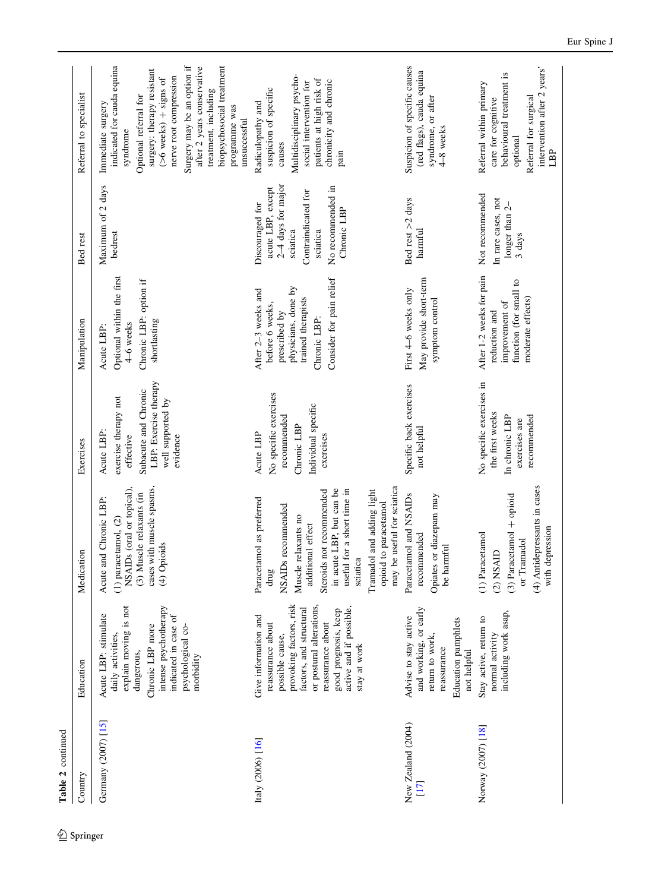**Table 2** continued

| Country | Education | Medication | Exercises | Manipulation | Bed rest | Referral to specialist |
|---|---|---|---|---|---|---|
| Germany (2007) [15] | Acute LBP: stimulate daily activities, explain moving is not dangerous, Chronic LBP more intense psychotherapy indicated in case of psychological co-morbidity | Acute and Chronic LBP: (1) paracetamol, (2) NSAIDs (oral or topical), (3) Muscle relaxants (in cases with muscle spasms, (4) Opioids | Acute LBP: exercise therapy not effective Subacute and Chronic LBP: Exercise therapy well supported by evidence | Acute LBP: Optional within the first 4–6 weeks Chronic LBP: option if shortlasting | Maximum of 2 days bedrest | Immediate surgery indicated for cauda equina syndrome Optional referral for surgery: therapy resistant (>6 weeks) + signs of nerve root compression Surgery may be an option if after 2 years conservative treatment, including biopsychosocial treatment programme was unsuccessful |
| Italy (2006) [16] | Give information and reassurance about possible cause, provoking factors, risk factors, and structural or postural alterations, reassurance about good prognosis, keep active and if possible, stay at work | Paracetamol as preferred drug NSAIDs recommended Muscle relaxants no additional effect Steroids not recommended in acute LBP, but can be useful for a short time in sciatica Tramadol and adding light opioid to paracetamol may be useful for sciatica | Acute LBP No specific exercises recommended Chronic LBP Individual specific exercises | After 2–3 weeks and before 6 weeks, prescribed by physicians, done by trained therapists Chronic LBP: Consider for pain relief | Discouraged for acute LBP, except 2–4 days for major sciatica Contraindicated for sciatica No recommended in Chronic LBP | Radiculopathy and suspicion of specific causes Multidisciplinary psycho-social intervention for patients at high risk of chronicity and chronic pain |
| New Zealand (2004) [17] | Advise to stay active and working, or early return to work, reassurance Education pamphlets not helpful | Paracetamol and NSAIDs recommended Opiates or diazepam may be harmful | Specific back exercises not helpful | First 4–6 weeks only May provide short-term symptom control | Bed rest >2 days harmful | Suspicion of specific causes (red flags), cauda equina syndrome, or after 4–8 weeks |
| Norway (2007) [18] | Stay active, return to normal activity including work asap, | (1) Paracetamol (2) NSAID (3) Paracetamol + opioid or Tramadol (4) Antidepressants in cases with depression | No specific exercises in the first weeks In chronic LBP exercises are recommended | After 1-2 weeks for pain reduction and improvement of function (for small to moderate effects) | Not recommended In rare cases, not longer than 2–3 days | Referral within primary care for cognitive behavioural treatment is optional Referral for surgical intervention after 2 years' LBP |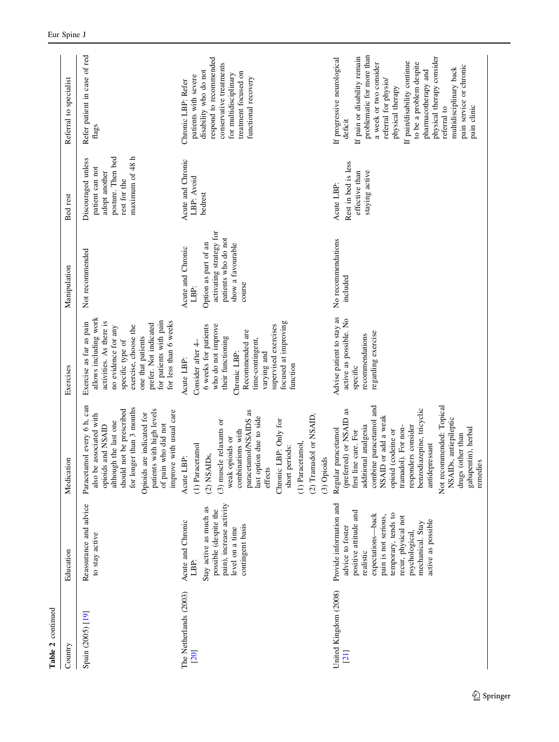**Table 2** continued

| Country | Education | Medication | Exercises | Manipulation | Bed rest | Referral to specialist |
|---|---|---|---|---|---|---|
| Spain (2005) [19] | Reassurance and advice to stay active | Paracetamol every 6 h, can also be associated with opioids and NSAID although the last one should not be prescribed for longer than 3 months<br>Opioids are indicated for patients with high levels of pain who did not improve with usual care | Exercise as far as pain allows including work activities. As there is no evidence for any specific type of exercise, choose the one that patients prefer. Not indicated for patients with pain for less than 6 weeks | Not recommended | Discouraged unless patient can not adopt another posture. Then bed rest for the maximum of 48 h | Refer patient in case of red flags |
| The Netherlands (2003) [20] | Acute and Chronic LBP:<br>Stay active as much as possible (despite the pain), increase activity level on a time contingent basis | Acute LBP:<br>(1) Paracetamol<br>(2) NSAIDs,<br>(3) muscle relaxants or weak opioids or combinations with paracetamol/NSAIDS as last option due to side effects<br>Chronic LBP: Only for short periods:<br>(1) Paracetamol,<br>(2) Tramadol or NSAID,<br>(3) Opioids | Acute LBP:<br>Consider after 4–6 weeks for patients who do not improve their functioning<br>Chronic LBP:<br>Recommended are time-contingent, varying and supervised exercises focused at improving function | Acute and Chronic LBP:<br>Option as part of an activating strategy for patients who do not show a favourable course | Acute and Chronic LBP: Avoid bedrest | Chronic LBP: Refer patients with severe disability who do not respond to recommended conservative treatments for multidisciplinary treatment focused on functional recovery |
| United Kingdom (2008) [21] | Provide information and advice to foster positive attitude and realistic expectations—back pain is not serious, temporary, tends to recur, physical not psychological, mechanical. Stay active as possible | Regular paracetamol (preferred) or NSAID as first line care. For additional analgesia combine paracetamol and NSAID or add a weak opioid (codeine or tramadol). For non-responders consider benzodiazepine, tricyclic antidepressant<br>Not recommended: Topical NSAIDs, antiepileptic drugs (other than gabapentin), herbal remedies | Advise patient to stay as active as possible. No specific recommendations regarding exercise | No recommendations included | Acute LBP:<br>Rest in bed is less effective than staying active | If progressive neurological deficit<br>If pain or disability remain problematic for more than a week or two consider referral for physio/ physical therapy<br>If pain/disability continue to be a problem despite pharmacotherapy and physical therapy consider referral to multidisciplinary back pain service or chronic pain clinic |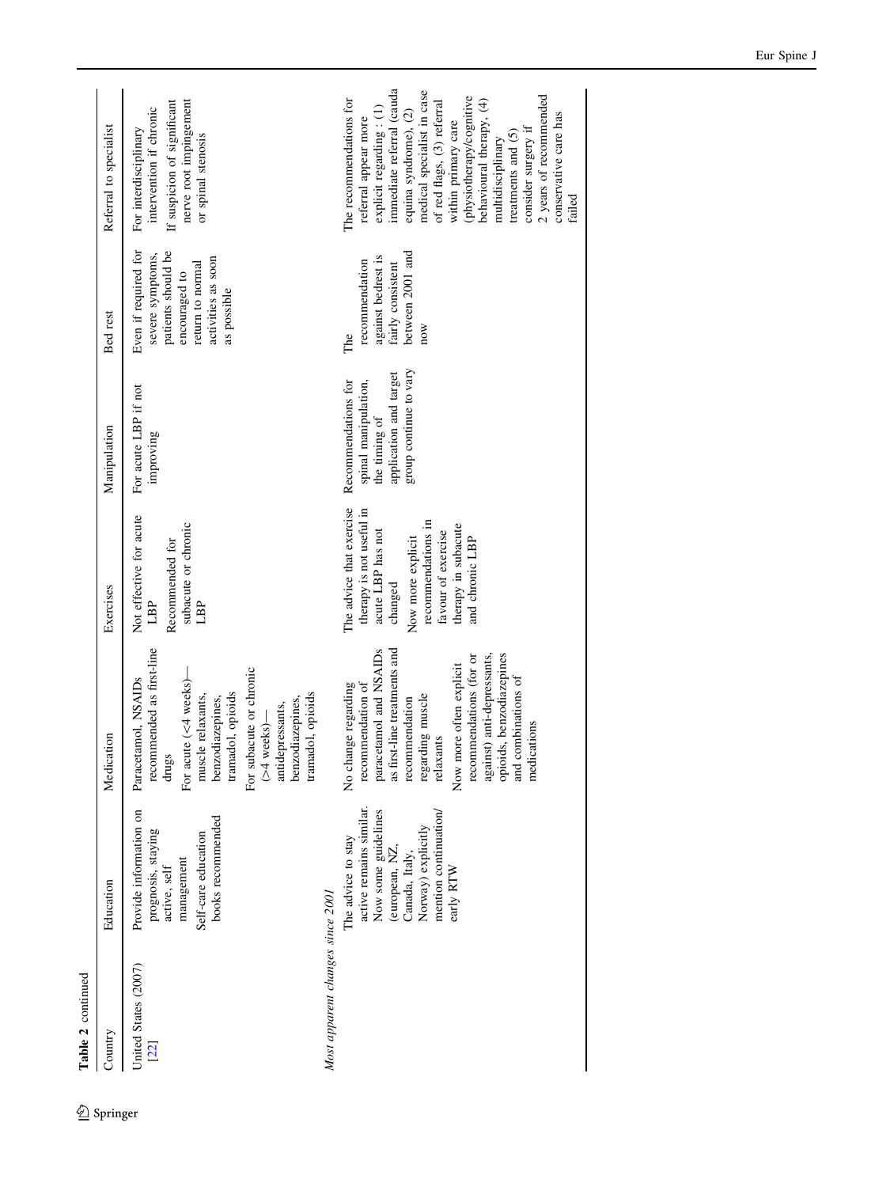**Table 2** continued

| Country | Education | Medication | Exercises | Manipulation | Bed rest | Referral to specialist |
|---|---|---|---|---|---|---|
| United States (2007) [22] | Provide information on prognosis, staying active, self management<br>Self-care education books recommended | Paracetamol, NSAIDs recommended as first-line drugs<br>For acute (<4 weeks)—muscle relaxants, benzodiazepines, tramadol, opioids<br>For subacute or chronic (>4 weeks)—antidepressants, benzodiazepines, tramadol, opioids | Not effective for acute LBP<br>Recommended for subacute or chronic LBP | For acute LBP if not improving | Even if required for severe symptoms, patients should be encouraged to return to normal activities as soon as possible | For interdisciplinary intervention if chronic<br>If suspicion of significant nerve root impingement or spinal stenosis |
| *Most apparent changes since 2001* | | | | | | |
| | The advice to stay active remains similar. Now some guidelines (european, NZ, Canada, Italy, Norway) explicitly mention continuation/early RTW | No change regarding recommendation of paracetamol and NSAIDs as first-line treatments and recommendation regarding muscle relaxants<br>Now more often explicit recommendations (for or against) anti-depressants, opioids, benzodiazepines and combinations of medications | The advice that exercise therapy is not useful in acute LBP has not changed<br>Now more explicit recommendations in favour of exercise therapy in subacute and chronic LBP | Recommendations for spinal manipulation, the timing of application and target group continue to vary | The recommendation against bedrest is fairly consistent between 2001 and now | The recommendations for referral appear more explicit regarding : (1) immediate referral (cauda equina syndrome), (2) medical specialist in case of red flags, (3) referral within primary care (physiotherapy/cognitive behavioural therapy, (4) multidisciplinary treatments and (5) consider surgery if 2 years of recommended conservative care has failed |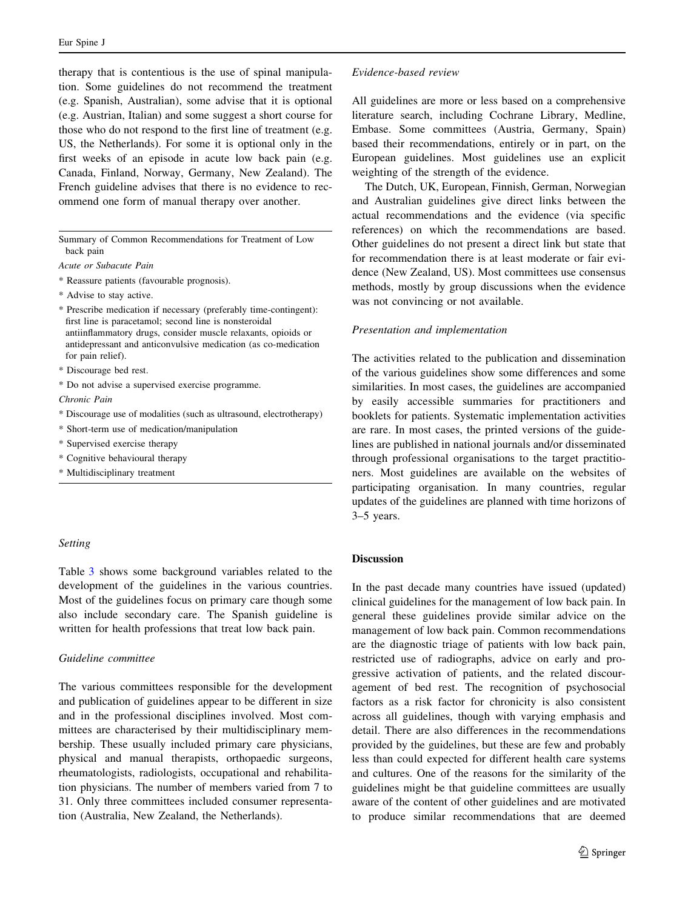therapy that is contentious is the use of spinal manipulation. Some guidelines do not recommend the treatment (e.g. Spanish, Australian), some advise that it is optional (e.g. Austrian, Italian) and some suggest a short course for those who do not respond to the first line of treatment (e.g. US, the Netherlands). For some it is optional only in the first weeks of an episode in acute low back pain (e.g. Canada, Finland, Norway, Germany, New Zealand). The French guideline advises that there is no evidence to recommend one form of manual therapy over another.

Summary of Common Recommendations for Treatment of Low back pain

*Acute or Subacute Pain*

* Reassure patients (favourable prognosis).
* Advise to stay active.
* Prescribe medication if necessary (preferably time-contingent): first line is paracetamol; second line is nonsteroidal antiinflammatory drugs, consider muscle relaxants, opioids or antidepressant and anticonvulsive medication (as co-medication for pain relief).
* Discourage bed rest.
* Do not advise a supervised exercise programme.

*Chronic Pain*

* Discourage use of modalities (such as ultrasound, electrotherapy)
* Short-term use of medication/manipulation
* Supervised exercise therapy
* Cognitive behavioural therapy
* Multidisciplinary treatment

### *Setting*

Table 3 shows some background variables related to the development of the guidelines in the various countries. Most of the guidelines focus on primary care though some also include secondary care. The Spanish guideline is written for health professions that treat low back pain.

### *Guideline committee*

The various committees responsible for the development and publication of guidelines appear to be different in size and in the professional disciplines involved. Most committees are characterised by their multidisciplinary membership. These usually included primary care physicians, physical and manual therapists, orthopaedic surgeons, rheumatologists, radiologists, occupational and rehabilitation physicians. The number of members varied from 7 to 31. Only three committees included consumer representation (Australia, New Zealand, the Netherlands).

### *Evidence-based review*

All guidelines are more or less based on a comprehensive literature search, including Cochrane Library, Medline, Embase. Some committees (Austria, Germany, Spain) based their recommendations, entirely or in part, on the European guidelines. Most guidelines use an explicit weighting of the strength of the evidence.

The Dutch, UK, European, Finnish, German, Norwegian and Australian guidelines give direct links between the actual recommendations and the evidence (via specific references) on which the recommendations are based. Other guidelines do not present a direct link but state that for recommendation there is at least moderate or fair evidence (New Zealand, US). Most committees use consensus methods, mostly by group discussions when the evidence was not convincing or not available.

### *Presentation and implementation*

The activities related to the publication and dissemination of the various guidelines show some differences and some similarities. In most cases, the guidelines are accompanied by easily accessible summaries for practitioners and booklets for patients. Systematic implementation activities are rare. In most cases, the printed versions of the guidelines are published in national journals and/or disseminated through professional organisations to the target practitioners. Most guidelines are available on the websites of participating organisation. In many countries, regular updates of the guidelines are planned with time horizons of 3–5 years.

## Discussion

In the past decade many countries have issued (updated) clinical guidelines for the management of low back pain. In general these guidelines provide similar advice on the management of low back pain. Common recommendations are the diagnostic triage of patients with low back pain, restricted use of radiographs, advice on early and progressive activation of patients, and the related discouragement of bed rest. The recognition of psychosocial factors as a risk factor for chronicity is also consistent across all guidelines, though with varying emphasis and detail. There are also differences in the recommendations provided by the guidelines, but these are few and probably less than could expected for different health care systems and cultures. One of the reasons for the similarity of the guidelines might be that guideline committees are usually aware of the content of other guidelines and are motivated to produce similar recommendations that are deemed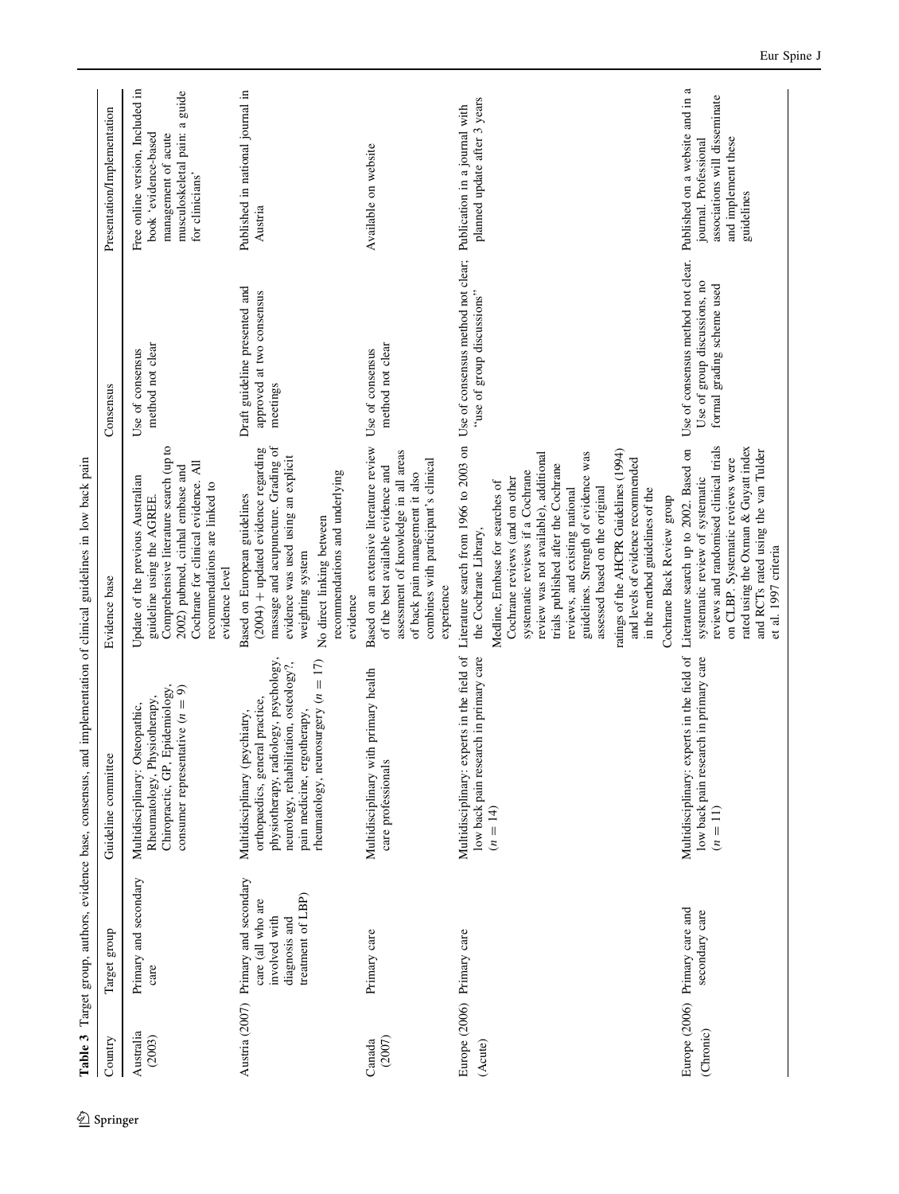**Table 3** Target group, authors, evidence base, consensus, and implementation of clinical guidelines in low back pain

| Country | Target group | Guideline committee | Evidence base | Consensus | Presentation/Implementation |
|---|---|---|---|---|---|
| Australia (2003) | Primary and secondary care | Multidisciplinary: Osteopathic, Rheumatology, Physiotherapy, Chiropractic, GP, Epidemiology, consumer representative ($n = 9$) | Update of the previous Australian guideline using the AGREE. Comprehensive literature search (up to 2002) pubmed, cinhal embase and Cochrane for clinical evidence. All recommendations are linked to evidence level | Use of consensus method not clear | Free online version. Included in book 'evidence-based management of acute musculoskeletal pain: a guide for clinicians' |
| Austria (2007) | Primary and secondary care (all who are involved with diagnosis and treatment of LBP) | Multidisciplinary (psychiatry, orthopaedics, general practice, physiotherapy, radiology, psychology, neurology, rehabilitation, osteology?, pain medicine, ergotherapy, rheumatology, neurosurgery ($n = 17$) | Based on European guidelines (2004) + updated evidence regarding massage and acupuncture. Grading of evidence was used using an explicit weighting system<br>No direct linking between recommendations and underlying evidence | Draft guideline presented and approved at two consensus meetings | Published in national journal in Austria |
| Canada (2007) | Primary care | Multidisciplinary with primary health care professionals | Based on an extensive literature review of the best available evidence and assessment of knowledge in all areas of back pain management it also combines with participant's clinical experience | Use of consensus method not clear | Available on website |
| Europe (2006) (Acute) | Primary care | Multidisciplinary: experts in the field of low back pain research in primary care ($n = 14$) | Literature search from 1966 to 2003 on the Cochrane Library,<br>Medline, Embase for searches of Cochrane reviews (and on other systematic reviews if a Cochrane review was not available), additional trials published after the Cochrane reviews, and existing national guidelines. Strength of evidence was assessed based on the original ratings of the AHCPR Guidelines (1994) and levels of evidence recommended in the method guidelines of the Cochrane Back Review group | Use of consensus method not clear; "use of group discussions" | Publication in a journal with planned update after 3 years |
| Europe (2006) (Chronic) | Primary care and secondary care | Multidisciplinary: experts in the field of low back pain research in primary care ($n = 11$) | Literature search up to 2002. Based on systematic review of systematic reviews and randomised clinical trials on CLBP. Systematic reviews were rated using the Oxman & Guyatt index and RCTs rated using the van Tulder et al. 1997 criteria | Use of consensus method not clear. Use of group discussions, no formal grading scheme used | Published on a website and in a journal. Professional associations will disseminate and implement these guidelines |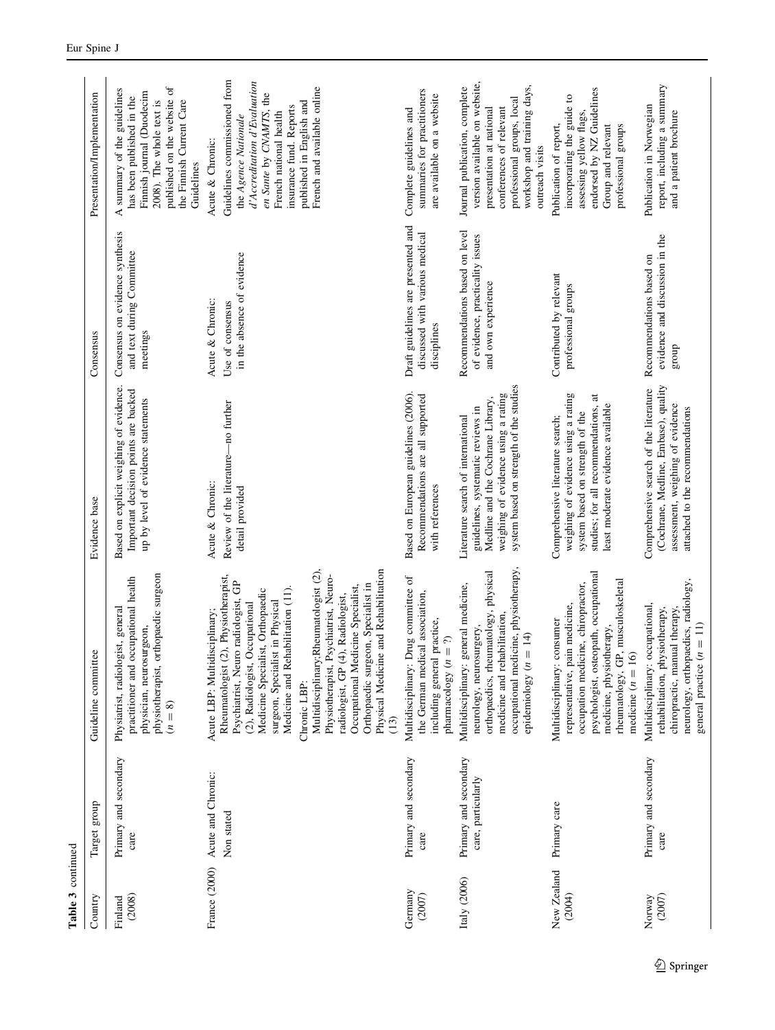**Table 3** continued

| Country | Target group | Guideline committee | Evidence base | Consensus | Presentation/Implementation |
|---|---|---|---|---|---|
| Finland (2008) | Primary and secondary care | Physiatrist, radiologist, general practitioner and occupational health physician, neurosurgeon, physiotherapist, orthopaedic surgeon ($n = 8$) | Based on explicit weighing of evidence. Important decision points are backed up by level of evidence statements | Consensus on evidence synthesis and text during Committee meetings | A summary of the guidelines has been published in the Finnish journal (Duodecim 2008). The whole text is published on the website of the Finnish Current Care Guidelines |
| France (2000) | Acute and Chronic: Non stated | Acute LBP: Multidisciplinary; Rheumatologist (2), Physiotherapist, Psychiatrist, Neuro radiologist, GP (2), Radiologist, Occupational Medicine Specialist, Orthopaedic surgeon, Specialist in Physical Medicine and Rehabilitation (11). Chronic LBP: Multidisciplinary;Rheumatologist (2), Physiotherapist, Psychiatrist, Neuro-radiologist, GP (4), Radiologist, Occupational Medicine Specialist, Orthopaedic surgeon, Specialist in Physical Medicine and Rehabilitation (13) | Acute & Chronic: Review of the literature—no further detail provided | Acute & Chronic: Use of consensus in the absence of evidence | Acute & Chronic: Guidelines commissioned from the *Agence Nationale d'Accreditation d'Evaluation en Sante* by *CNAMTS*, the French national health insurance fund. Reports published in English and French and available online |
| Germany (2007) | Primary and secondary care | Multidisciplinary: Drug committee of the German medical association, including general practice, pharmacology ($n = ?$) | Based on European guidelines (2006). Recommendations are all supported with references | Draft guidelines are presented and discussed with various medical disciplines | Complete guidelines and summaries for practitioners are available on a website |
| Italy (2006) | Primary and secondary care, particularly | Multidisciplinary: general medicine, neurology, neurosurgery, orthopaedics, rheumatology, physical medicine and rehabilitation, occupational medicine, physiotherapy, epidemiology ($n = 14$) | Literature search of international guidelines, systematic reviews in Medline and the Cochrane Library, weighing of evidence using a rating system based on strength of the studies | Recommendations based on level of evidence, practicality issues and own experience | Journal publication, complete version available on website, presentation at national conferences of relevant professional groups, local workshop and training days, outreach visits |
| New Zealand (2004) | Primary care | Multidisciplinary: consumer representative, pain medicine, occupation medicine, chiropractor, psychologist, osteopath, occupational medicine, physiotherapy, rheumatology, GP, musculoskeletal medicine ($n = 16$) | Comprehensive literature search; weighing of evidence using a rating system based on strength of the studies; for all recommendations, at least moderate evidence available | Contributed by relevant professional groups | Publication of report, incorporating the guide to assessing yellow flags, endorsed by NZ Guidelines Group and relevant professional groups |
| Norway (2007) | Primary and secondary care | Multidisciplinary: occupational, rehabilitation, physiotherapy, chiropractic, manual therapy, neurology, orthopaedics, radiology, general practice ($n = 11$) | Comprehensive search of the literature (Cochrane, Medline, Embase), quality assessment, weighing of evidence attached to the recommendations | Recommendations based on evidence and discussion in the group | Publication in Norwegian report, including a summary and a patient brochure |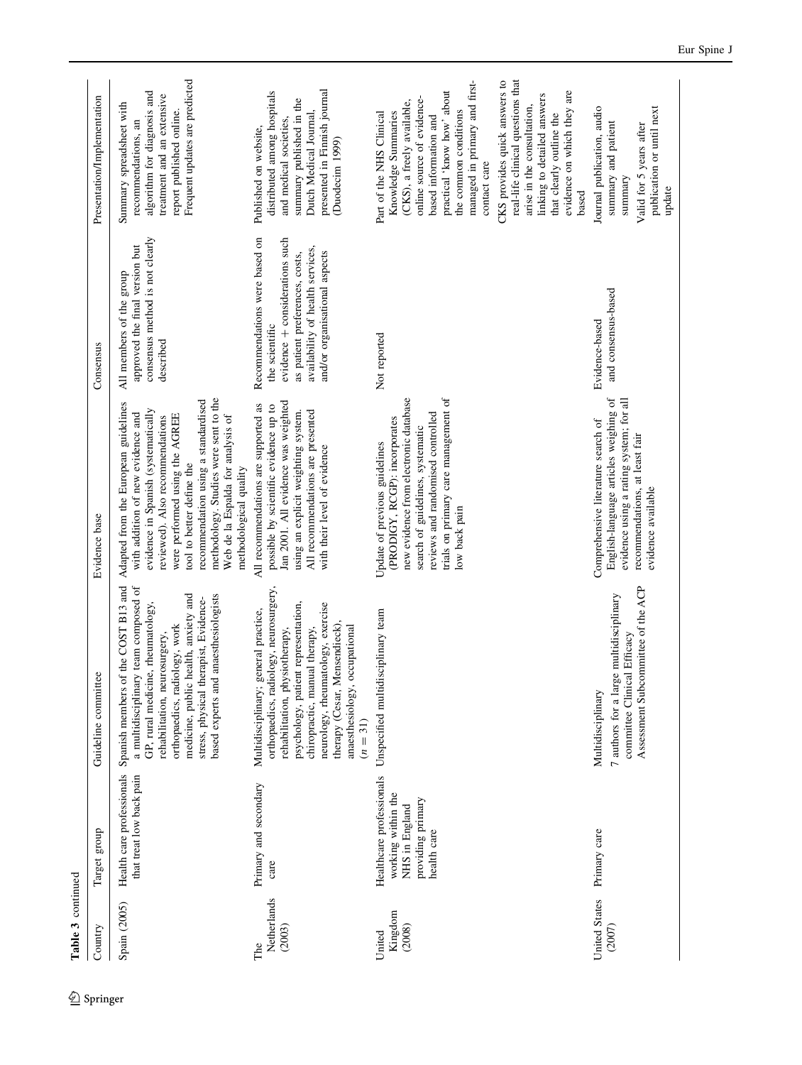**Table 3** continued

| Country | Target group | Guideline committee | Evidence base | Consensus | Presentation/Implementation |
|---|---|---|---|---|---|
| Spain (2005) | Health care professionals that treat low back pain | Spanish members of the COST B13 and a multidisciplinary team composed of GP, rural medicine, rheumatology, rehabilitation, neurosurgery, orthopaedics, radiology, work medicine, public health, anxiety and stress, physical therapist, Evidence-based experts and anaesthesiologists | Adapted from the European guidelines with addition of new evidence and evidence in Spanish (systematically reviewed). Also recommendations were performed using the AGREE tool to better define the recommendation using a standardised methodology. Studies were sent to the Web de la Espalda for analysis of methodological quality | All members of the group approved the final version but consensus method is not clearly described | Summary spreadsheet with recommendations, an algorithm for diagnosis and treatment and an extensive report published online. Frequent updates are predicted |
| The Netherlands (2003) | Primary and secondary care | Multidisciplinary; general practice, orthopaedics, radiology, neurosurgery, rehabilitation, physiotherapy, psychology, patient representation, chiropractic, manual therapy, neurology, rheumatology, exercise therapy (Cesar, Mensendieck), anaesthesiology, occupational ($n = 31$) | All recommendations are supported as possible by scientific evidence up to Jan 2001. All evidence was weighted using an explicit weighting system. All recommendations are presented with their level of evidence | Recommendations were based on the scientific evidence + considerations such as patient preferences, costs, availability of health services, and/or organisational aspects | Published on website, distributed among hospitals and medical societies, summary published in the Dutch Medical Journal, presented in Finnish journal (Duodecim 1999) |
| United Kingdom (2008) | Healthcare professionals working within the NHS in England providing primary health care | Unspecified multidisciplinary team | Update of previous guidelines (PRODIGY, RCGP): incorporates new evidence from electronic database search of guidelines, systematic reviews and randomised controlled trials on primary care management of low back pain | Not reported | Part of the NHS Clinical Knowledge Summaries (CKS), a freely available, online source of evidence-based information and practical 'know how' about the common conditions managed in primary and first-contact care<br>CKS provides quick answers to real-life clinical questions that arise in the consultation, linking to detailed answers that clearly outline the evidence on which they are based |
| United States (2007) | Primary care | Multidisciplinary<br>7 authors for a large multidisciplinary committee Clinical Efficacy Assessment Subcommittee of the ACP | Comprehensive literature search of English-language articles weighing of evidence using a rating system; for all recommendations, at least fair evidence available | Evidence-based and consensus-based | Journal publication, audio summary and patient summary<br>Valid for 5 years after publication or until next update |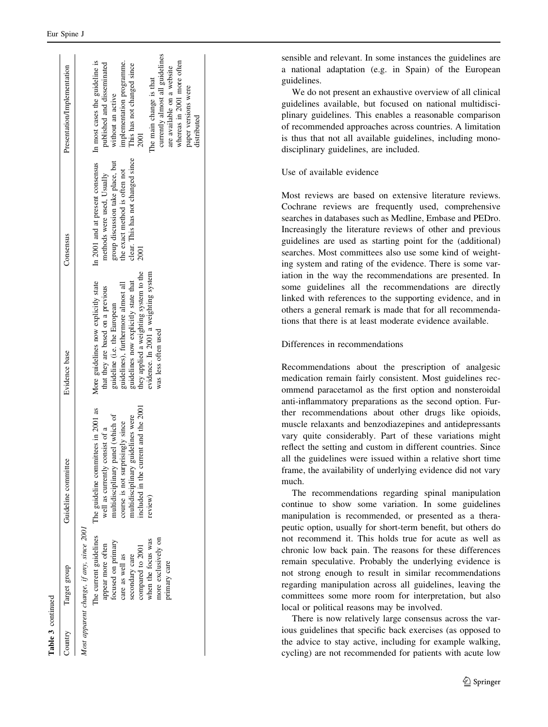**Table 3** continued

| Country | Target group | Guideline committee | Evidence base | Consensus | Presentation/Implementation |
|---|---|---|---|---|---|
| *Most apparent change, if any, since 2001* | | | | | |
| | The current guidelines appear more often focused on primary care as well as secondary care compared to 2001 when the focus was more exclusively on primary care | The guideline committees in 2001 as well as currently consist of a multidisciplinary panel (which of course is not surprisingly since multidisciplinary guidelines were included in the current and the 2001 review) | More guidelines now explicitly state that they are based on a previous guideline (i.e. the European guidelines), furthermore almost all guidelines now explicitly state that they applied a weighting system to the evidence. In 2001 a weighting system was less often used | In 2001 and at present consensus methods were used, Usually group discussion take place, but the exact method is often not clear. This has not changed since 2001 | In most cases the guideline is published and disseminated without an active implementation programme. This has not changed since 2001<br>The main change is that currently almost all guidelines are available on a website whereas in 2001 more often paper versions were distributed |

sensible and relevant. In some instances the guidelines are a national adaptation (e.g. in Spain) of the European guidelines.

We do not present an exhaustive overview of all clinical guidelines available, but focused on national multidisciplinary guidelines. This enables a reasonable comparison of recommended approaches across countries. A limitation is thus that not all available guidelines, including monodisciplinary guidelines, are included.

### Use of available evidence

Most reviews are based on extensive literature reviews. Cochrane reviews are frequently used, comprehensive searches in databases such as Medline, Embase and PEDro. Increasingly the literature reviews of other and previous guidelines are used as starting point for the (additional) searches. Most committees also use some kind of weighting system and rating of the evidence. There is some variation in the way the recommendations are presented. In some guidelines all the recommendations are directly linked with references to the supporting evidence, and in others a general remark is made that for all recommendations that there is at least moderate evidence available.

### Differences in recommendations

Recommendations about the prescription of analgesic medication remain fairly consistent. Most guidelines recommend paracetamol as the first option and nonsteroidal anti-inflammatory preparations as the second option. Further recommendations about other drugs like opioids, muscle relaxants and benzodiazepines and antidepressants vary quite considerably. Part of these variations might reflect the setting and custom in different countries. Since all the guidelines were issued within a relative short time frame, the availability of underlying evidence did not vary much.

The recommendations regarding spinal manipulation continue to show some variation. In some guidelines manipulation is recommended, or presented as a therapeutic option, usually for short-term benefit, but others do not recommend it. This holds true for acute as well as chronic low back pain. The reasons for these differences remain speculative. Probably the underlying evidence is not strong enough to result in similar recommendations regarding manipulation across all guidelines, leaving the committees some more room for interpretation, but also local or political reasons may be involved.

There is now relatively large consensus across the various guidelines that specific back exercises (as opposed to the advice to stay active, including for example walking, cycling) are not recommended for patients with acute low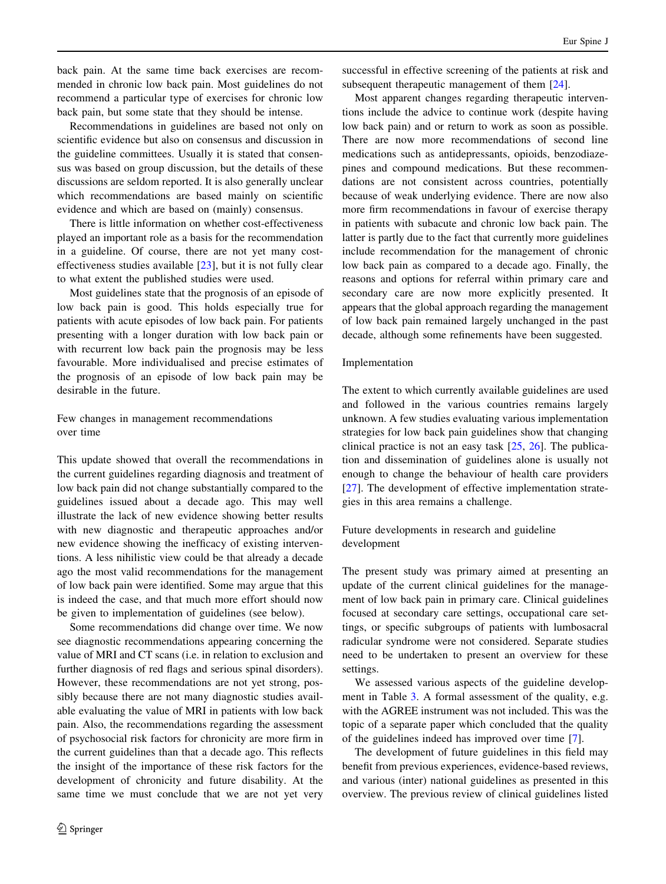back pain. At the same time back exercises are recommended in chronic low back pain. Most guidelines do not recommend a particular type of exercises for chronic low back pain, but some state that they should be intense.

Recommendations in guidelines are based not only on scientific evidence but also on consensus and discussion in the guideline committees. Usually it is stated that consensus was based on group discussion, but the details of these discussions are seldom reported. It is also generally unclear which recommendations are based mainly on scientific evidence and which are based on (mainly) consensus.

There is little information on whether cost-effectiveness played an important role as a basis for the recommendation in a guideline. Of course, there are not yet many cost-effectiveness studies available [23], but it is not fully clear to what extent the published studies were used.

Most guidelines state that the prognosis of an episode of low back pain is good. This holds especially true for patients with acute episodes of low back pain. For patients presenting with a longer duration with low back pain or with recurrent low back pain the prognosis may be less favourable. More individualised and precise estimates of the prognosis of an episode of low back pain may be desirable in the future.

## Few changes in management recommendations over time

This update showed that overall the recommendations in the current guidelines regarding diagnosis and treatment of low back pain did not change substantially compared to the guidelines issued about a decade ago. This may well illustrate the lack of new evidence showing better results with new diagnostic and therapeutic approaches and/or new evidence showing the inefficacy of existing interventions. A less nihilistic view could be that already a decade ago the most valid recommendations for the management of low back pain were identified. Some may argue that this is indeed the case, and that much more effort should now be given to implementation of guidelines (see below).

Some recommendations did change over time. We now see diagnostic recommendations appearing concerning the value of MRI and CT scans (i.e. in relation to exclusion and further diagnosis of red flags and serious spinal disorders). However, these recommendations are not yet strong, possibly because there are not many diagnostic studies available evaluating the value of MRI in patients with low back pain. Also, the recommendations regarding the assessment of psychosocial risk factors for chronicity are more firm in the current guidelines than that a decade ago. This reflects the insight of the importance of these risk factors for the development of chronicity and future disability. At the same time we must conclude that we are not yet very successful in effective screening of the patients at risk and subsequent therapeutic management of them [24].

Most apparent changes regarding therapeutic interventions include the advice to continue work (despite having low back pain) and or return to work as soon as possible. There are now more recommendations of second line medications such as antidepressants, opioids, benzodiazepines and compound medications. But these recommendations are not consistent across countries, potentially because of weak underlying evidence. There are now also more firm recommendations in favour of exercise therapy in patients with subacute and chronic low back pain. The latter is partly due to the fact that currently more guidelines include recommendation for the management of chronic low back pain as compared to a decade ago. Finally, the reasons and options for referral within primary care and secondary care are now more explicitly presented. It appears that the global approach regarding the management of low back pain remained largely unchanged in the past decade, although some refinements have been suggested.

## Implementation

The extent to which currently available guidelines are used and followed in the various countries remains largely unknown. A few studies evaluating various implementation strategies for low back pain guidelines show that changing clinical practice is not an easy task [25, 26]. The publication and dissemination of guidelines alone is usually not enough to change the behaviour of health care providers [27]. The development of effective implementation strategies in this area remains a challenge.

## Future developments in research and guideline development

The present study was primary aimed at presenting an update of the current clinical guidelines for the management of low back pain in primary care. Clinical guidelines focused at secondary care settings, occupational care settings, or specific subgroups of patients with lumbosacral radicular syndrome were not considered. Separate studies need to be undertaken to present an overview for these settings.

We assessed various aspects of the guideline development in Table 3. A formal assessment of the quality, e.g. with the AGREE instrument was not included. This was the topic of a separate paper which concluded that the quality of the guidelines indeed has improved over time [7].

The development of future guidelines in this field may benefit from previous experiences, evidence-based reviews, and various (inter) national guidelines as presented in this overview. The previous review of clinical guidelines listed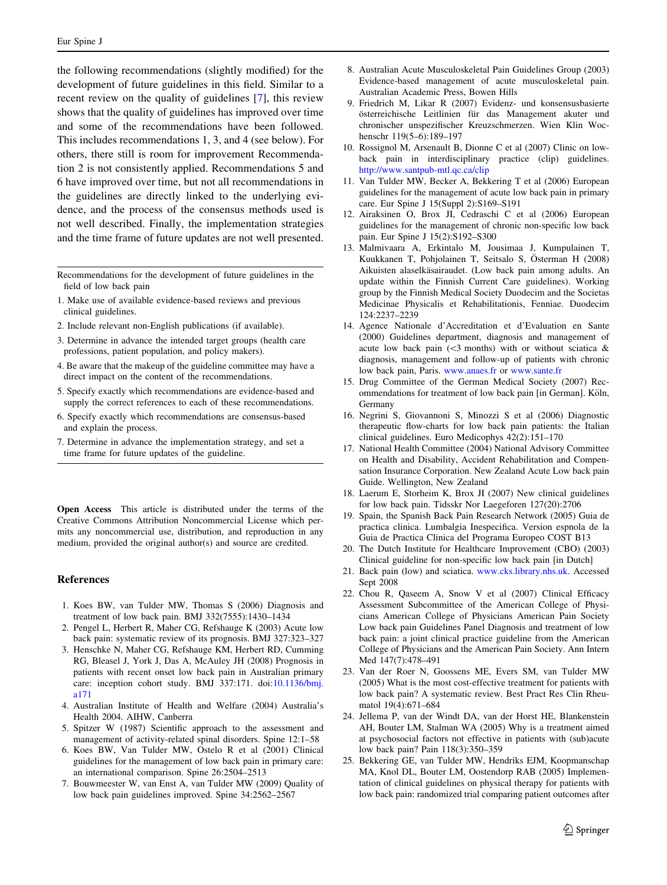the following recommendations (slightly modified) for the development of future guidelines in this field. Similar to a recent review on the quality of guidelines [7], this review shows that the quality of guidelines has improved over time and some of the recommendations have been followed. This includes recommendations 1, 3, and 4 (see below). For others, there still is room for improvement Recommendation 2 is not consistently applied. Recommendations 5 and 6 have improved over time, but not all recommendations in the guidelines are directly linked to the underlying evidence, and the process of the consensus methods used is not well described. Finally, the implementation strategies and the time frame of future updates are not well presented.

---

Recommendations for the development of future guidelines in the field of low back pain

1. Make use of available evidence-based reviews and previous clinical guidelines.
2. Include relevant non-English publications (if available).
3. Determine in advance the intended target groups (health care professions, patient population, and policy makers).
4. Be aware that the makeup of the guideline committee may have a direct impact on the content of the recommendations.
5. Specify exactly which recommendations are evidence-based and supply the correct references to each of these recommendations.
6. Specify exactly which recommendations are consensus-based and explain the process.
7. Determine in advance the implementation strategy, and set a time frame for future updates of the guideline.

---

**Open Access** This article is distributed under the terms of the Creative Commons Attribution Noncommercial License which permits any noncommercial use, distribution, and reproduction in any medium, provided the original author(s) and source are credited.

## References

1. Koes BW, van Tulder MW, Thomas S (2006) Diagnosis and treatment of low back pain. BMJ 332(7555):1430–1434
2. Pengel L, Herbert R, Maher CG, Refshauge K (2003) Acute low back pain: systematic review of its prognosis. BMJ 327:323–327
3. Henschke N, Maher CG, Refshauge KM, Herbert RD, Cumming RG, Bleasel J, York J, Das A, McAuley JH (2008) Prognosis in patients with recent onset low back pain in Australian primary care: inception cohort study. BMJ 337:171. doi:10.1136/bmj.a171
4. Australian Institute of Health and Welfare (2004) Australia's Health 2004. AIHW, Canberra
5. Spitzer W (1987) Scientific approach to the assessment and management of activity-related spinal disorders. Spine 12:1–58
6. Koes BW, Van Tulder MW, Ostelo R et al (2001) Clinical guidelines for the management of low back pain in primary care: an international comparison. Spine 26:2504–2513
7. Bouwmeester W, van Enst A, van Tulder MW (2009) Quality of low back pain guidelines improved. Spine 34:2562–2567
8. Australian Acute Musculoskeletal Pain Guidelines Group (2003) Evidence-based management of acute musculoskeletal pain. Australian Academic Press, Bowen Hills
9. Friedrich M, Likar R (2007) Evidenz- und konsensusbasierte österreichische Leitlinien für das Management akuter und chronischer unspezifischer Kreuzschmerzen. Wien Klin Wochenschr 119(5–6):189–197
10. Rossignol M, Arsenault B, Dionne C et al (2007) Clinic on low-back pain in interdisciplinary practice (clip) guidelines. http://www.santpub-mtl.qc.ca/clip
11. Van Tulder MW, Becker A, Bekkering T et al (2006) European guidelines for the management of acute low back pain in primary care. Eur Spine J 15(Suppl 2):S169–S191
12. Airaksinen O, Brox JI, Cedraschi C et al (2006) European guidelines for the management of chronic non-specific low back pain. Eur Spine J 15(2):S192–S300
13. Malmivaara A, Erkintalo M, Jousimaa J, Kumpulainen T, Kuukkanen T, Pohjolainen T, Seitsalo S, Österman H (2008) Aikuisten alaselkäsairaudet. (Low back pain among adults. An update within the Finnish Current Care guidelines). Working group by the Finnish Medical Society Duodecim and the Societas Medicinae Physicalis et Rehabilitationis, Fenniae. Duodecim 124:2237–2239
14. Agence Nationale d'Accreditation et d'Evaluation en Sante (2000) Guidelines department, diagnosis and management of acute low back pain (<3 months) with or without sciatica & diagnosis, management and follow-up of patients with chronic low back pain, Paris. www.anaes.fr or www.sante.fr
15. Drug Committee of the German Medical Society (2007) Recommendations for treatment of low back pain [in German]. Köln, Germany
16. Negrini S, Giovannoni S, Minozzi S et al (2006) Diagnostic therapeutic flow-charts for low back pain patients: the Italian clinical guidelines. Euro Medicophys 42(2):151–170
17. National Health Committee (2004) National Advisory Committee on Health and Disability, Accident Rehabilitation and Compensation Insurance Corporation. New Zealand Acute Low back pain Guide. Wellington, New Zealand
18. Laerum E, Storheim K, Brox JI (2007) New clinical guidelines for low back pain. Tidsskr Nor Laegeforen 127(20):2706
19. Spain, the Spanish Back Pain Research Network (2005) Guia de practica clinica. Lumbalgia Inespecifica. Version espnola de la Guia de Practica Clinica del Programa Europeo COST B13
20. The Dutch Institute for Healthcare Improvement (CBO) (2003) Clinical guideline for non-specific low back pain [in Dutch]
21. Back pain (low) and sciatica. www.cks.library.nhs.uk. Accessed Sept 2008
22. Chou R, Qaseem A, Snow V et al (2007) Clinical Efficacy Assessment Subcommittee of the American College of Physicians American College of Physicians American Pain Society Low back pain Guidelines Panel Diagnosis and treatment of low back pain: a joint clinical practice guideline from the American College of Physicians and the American Pain Society. Ann Intern Med 147(7):478–491
23. Van der Roer N, Goossens ME, Evers SM, van Tulder MW (2005) What is the most cost-effective treatment for patients with low back pain? A systematic review. Best Pract Res Clin Rheumatol 19(4):671–684
24. Jellema P, van der Windt DA, van der Horst HE, Blankenstein AH, Bouter LM, Stalman WA (2005) Why is a treatment aimed at psychosocial factors not effective in patients with (sub)acute low back pain? Pain 118(3):350–359
25. Bekkering GE, van Tulder MW, Hendriks EJM, Koopmanschap MA, Knol DL, Bouter LM, Oostendorp RAB (2005) Implementation of clinical guidelines on physical therapy for patients with low back pain: randomized trial comparing patient outcomes after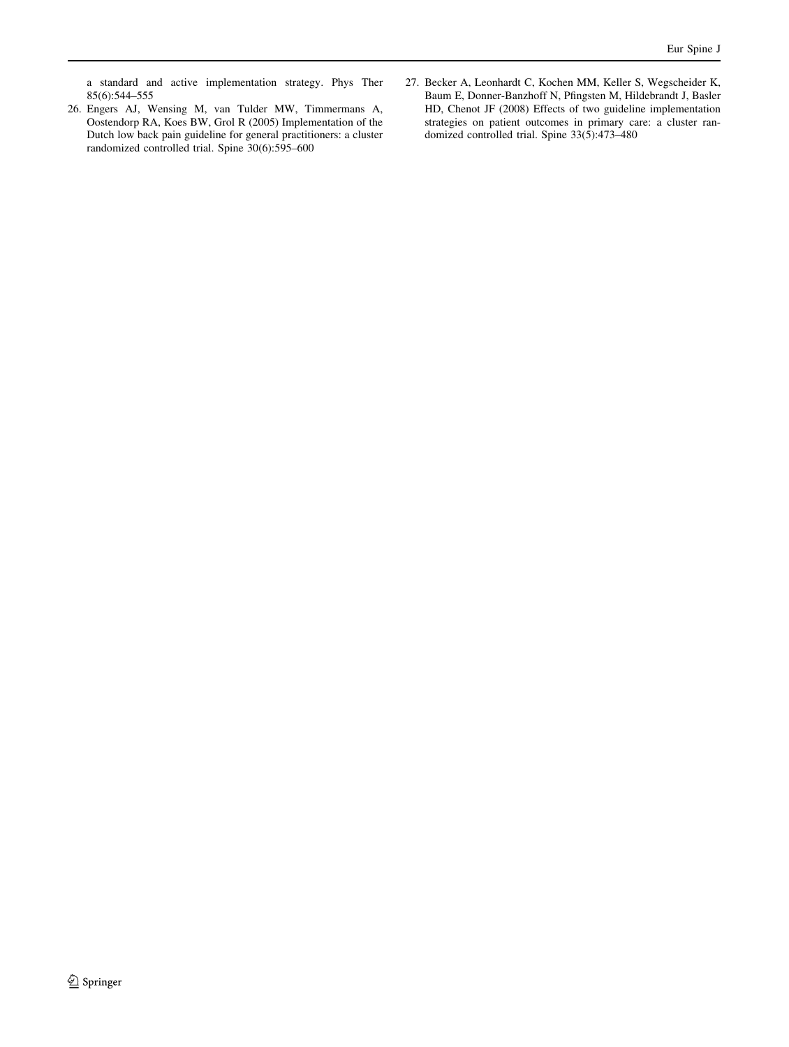a standard and active implementation strategy. Phys Ther 85(6):544–555

26. Engers AJ, Wensing M, van Tulder MW, Timmermans A, Oostendorp RA, Koes BW, Grol R (2005) Implementation of the Dutch low back pain guideline for general practitioners: a cluster randomized controlled trial. Spine 30(6):595–600

27. Becker A, Leonhardt C, Kochen MM, Keller S, Wegscheider K, Baum E, Donner-Banzhoff N, Pfingsten M, Hildebrandt J, Basler HD, Chenot JF (2008) Effects of two guideline implementation strategies on patient outcomes in primary care: a cluster randomized controlled trial. Spine 33(5):473–480